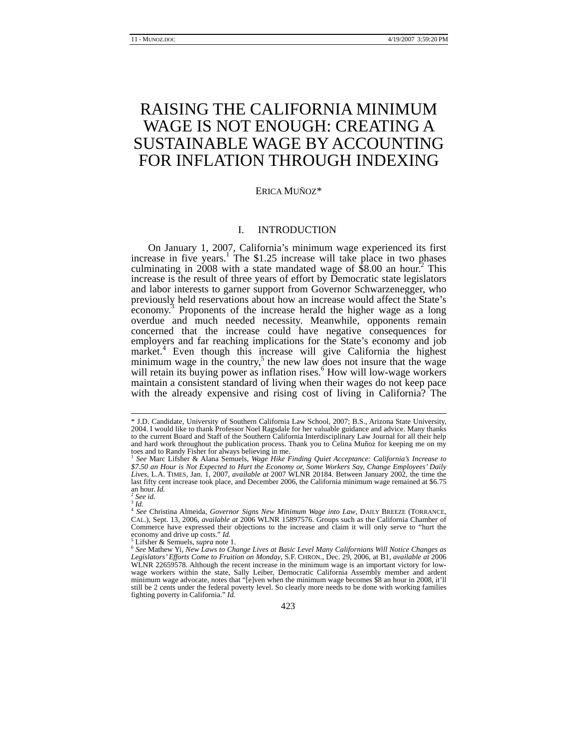# RAISING THE CALIFORNIA MINIMUM WAGE IS NOT ENOUGH: CREATING A SUSTAINABLE WAGE BY ACCOUNTING FOR INFLATION THROUGH INDEXING

ERICA MUÑOZ*

## I. INTRODUCTION

On January 1, 2007, California's minimum wage experienced its first increase in five years.[1] The $1.25 increase will take place in two phases culminating in 2008 with a state mandated wage of $8.00 an hour.[2] This increase is the result of three years of effort by Democratic state legislators and labor interests to garner support from Governor Schwarzenegger, who previously held reservations about how an increase would affect the State's economy.[3] Proponents of the increase herald the higher wage as a long overdue and much needed necessity. Meanwhile, opponents remain concerned that the increase could have negative consequences for employers and far reaching implications for the State's economy and job market.[4] Even though this increase will give California the highest minimum wage in the country,[5] the new law does not insure that the wage will retain its buying power as inflation rises.[6] How will low-wage workers maintain a consistent standard of living when their wages do not keep pace with the already expensive and rising cost of living in California? The

---

\* J.D. Candidate, University of Southern California Law School, 2007; B.S., Arizona State University, 2004. I would like to thank Professor Noel Ragsdale for her valuable guidance and advice. Many thanks to the current Board and Staff of the Southern California Interdisciplinary Law Journal for all their help and hard work throughout the publication process. Thank you to Celina Muñoz for keeping me on my toes and to Randy Fisher for always believing in me.

[1] *See* Marc Lifsher & Alana Semuels, *Wage Hike Finding Quiet Acceptance: California's Increase to $7.50 an Hour is Not Expected to Hurt the Economy or, Some Workers Say, Change Employees' Daily Lives*, L.A. TIMES, Jan. 1, 2007, *available at* 2007 WLNR 20184. Between January 2002, the time the last fifty cent increase took place, and December 2006, the California minimum wage remained at $6.75 an hour. *Id.*

[2] *See id.*

[3] *Id.*

[4] *See* Christina Almeida, *Governor Signs New Minimum Wage into Law*, DAILY BREEZE (TORRANCE, CAL.), Sept. 13, 2006, *available at* 2006 WLNR 15897576. Groups such as the California Chamber of Commerce have expressed their objections to the increase and claim it will only serve to "hurt the economy and drive up costs." *Id.*

[5] Lifsher & Semuels, *supra* note 1.

[6] *See* Mathew Yi, *New Laws to Change Lives at Basic Level Many Californians Will Notice Changes as Legislators' Efforts Come to Fruition on Monday*, S.F. CHRON., Dec. 29, 2006, at B1, *available at* 2006 WLNR 22659578. Although the recent increase in the minimum wage is an important victory for low-wage workers within the state, Sally Leiber, Democratic California Assembly member and ardent minimum wage advocate, notes that "[e]ven when the minimum wage becomes $8 an hour in 2008, it'll still be 2 cents under the federal poverty level. So clearly more needs to be done with working families fighting poverty in California." *Id.*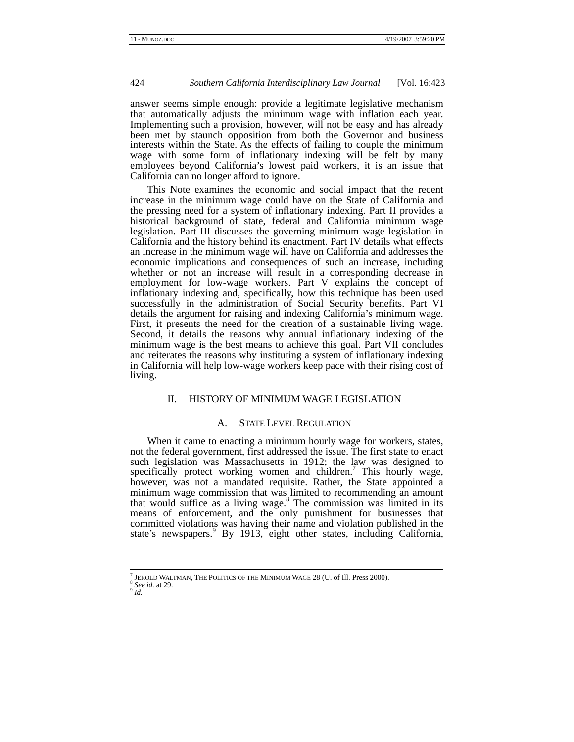answer seems simple enough: provide a legitimate legislative mechanism that automatically adjusts the minimum wage with inflation each year. Implementing such a provision, however, will not be easy and has already been met by staunch opposition from both the Governor and business interests within the State. As the effects of failing to couple the minimum wage with some form of inflationary indexing will be felt by many employees beyond California's lowest paid workers, it is an issue that California can no longer afford to ignore.

This Note examines the economic and social impact that the recent increase in the minimum wage could have on the State of California and the pressing need for a system of inflationary indexing. Part II provides a historical background of state, federal and California minimum wage legislation. Part III discusses the governing minimum wage legislation in California and the history behind its enactment. Part IV details what effects an increase in the minimum wage will have on California and addresses the economic implications and consequences of such an increase, including whether or not an increase will result in a corresponding decrease in employment for low-wage workers. Part V explains the concept of inflationary indexing and, specifically, how this technique has been used successfully in the administration of Social Security benefits. Part VI details the argument for raising and indexing California's minimum wage. First, it presents the need for the creation of a sustainable living wage. Second, it details the reasons why annual inflationary indexing of the minimum wage is the best means to achieve this goal. Part VII concludes and reiterates the reasons why instituting a system of inflationary indexing in California will help low-wage workers keep pace with their rising cost of living.

## II. HISTORY OF MINIMUM WAGE LEGISLATION

### A. STATE LEVEL REGULATION

When it came to enacting a minimum hourly wage for workers, states, not the federal government, first addressed the issue. The first state to enact such legislation was Massachusetts in 1912; the law was designed to specifically protect working women and children.[7] This hourly wage, however, was not a mandated requisite. Rather, the State appointed a minimum wage commission that was limited to recommending an amount that would suffice as a living wage.[8] The commission was limited in its means of enforcement, and the only punishment for businesses that committed violations was having their name and violation published in the state's newspapers.[9] By 1913, eight other states, including California,

---

[7] JEROLD WALTMAN, THE POLITICS OF THE MINIMUM WAGE 28 (U. of Ill. Press 2000).

[8] *See id.* at 29.

[9] *Id.*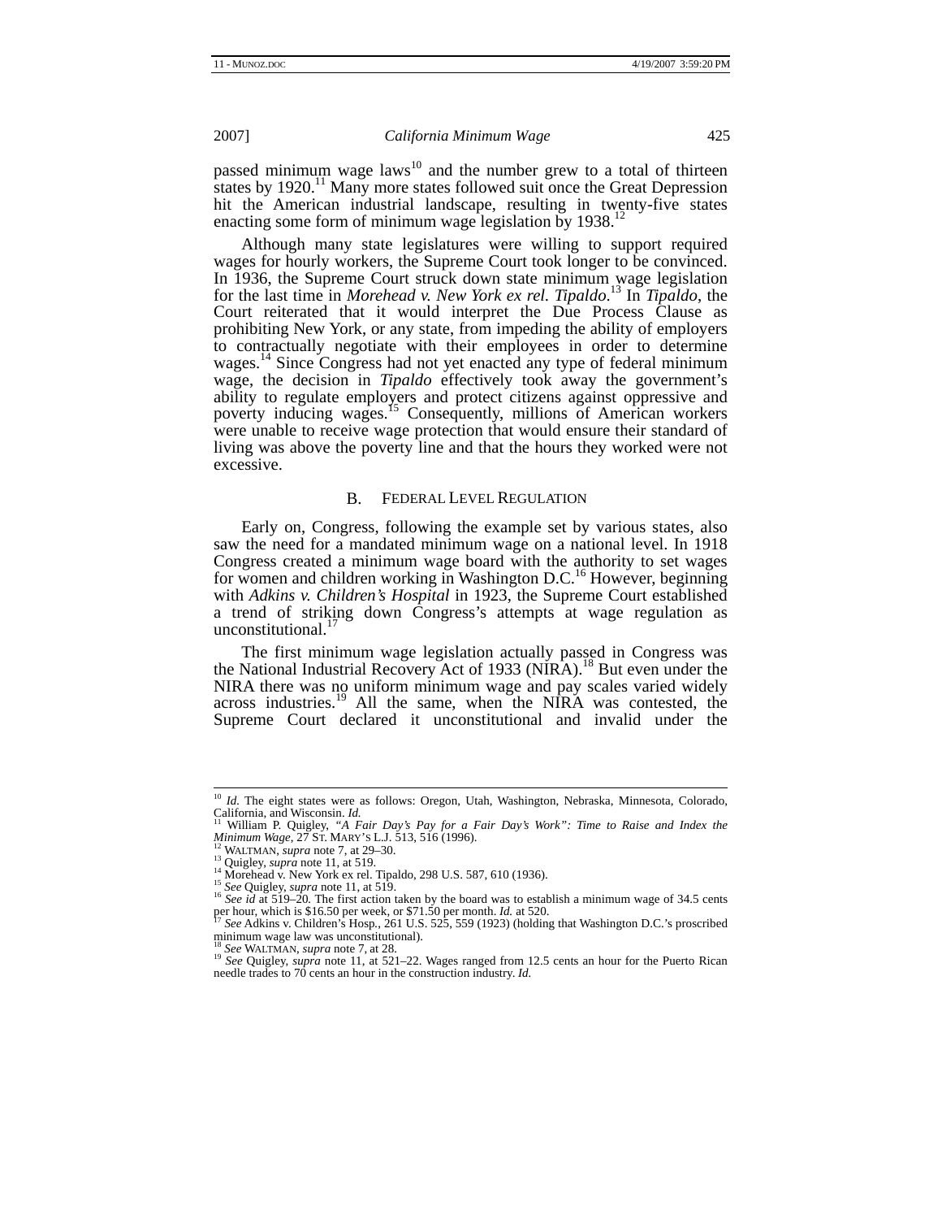passed minimum wage laws[10] and the number grew to a total of thirteen states by 1920.[11] Many more states followed suit once the Great Depression hit the American industrial landscape, resulting in twenty-five states enacting some form of minimum wage legislation by 1938.[12]

Although many state legislatures were willing to support required wages for hourly workers, the Supreme Court took longer to be convinced. In 1936, the Supreme Court struck down state minimum wage legislation for the last time in *Morehead v. New York ex rel. Tipaldo.*[13] In *Tipaldo*, the Court reiterated that it would interpret the Due Process Clause as prohibiting New York, or any state, from impeding the ability of employers to contractually negotiate with their employees in order to determine wages.[14] Since Congress had not yet enacted any type of federal minimum wage, the decision in *Tipaldo* effectively took away the government's ability to regulate employers and protect citizens against oppressive and poverty inducing wages.[15] Consequently, millions of American workers were unable to receive wage protection that would ensure their standard of living was above the poverty line and that the hours they worked were not excessive.

### B. FEDERAL LEVEL REGULATION

Early on, Congress, following the example set by various states, also saw the need for a mandated minimum wage on a national level. In 1918 Congress created a minimum wage board with the authority to set wages for women and children working in Washington D.C.[16] However, beginning with *Adkins v. Children's Hospital* in 1923, the Supreme Court established a trend of striking down Congress's attempts at wage regulation as unconstitutional.[17]

The first minimum wage legislation actually passed in Congress was the National Industrial Recovery Act of 1933 (NIRA).[18] But even under the NIRA there was no uniform minimum wage and pay scales varied widely across industries.[19] All the same, when the NIRA was contested, the Supreme Court declared it unconstitutional and invalid under the

---

[10] *Id.* The eight states were as follows: Oregon, Utah, Washington, Nebraska, Minnesota, Colorado, California, and Wisconsin. *Id.*

[11] William P. Quigley, *"A Fair Day's Pay for a Fair Day's Work": Time to Raise and Index the Minimum Wage*, 27 ST. MARY'S L.J. 513, 516 (1996).

[12] WALTMAN, *supra* note 7, at 29–30.

[13] Quigley, *supra* note 11, at 519.

[14] Morehead v. New York ex rel. Tipaldo, 298 U.S. 587, 610 (1936).

[15] *See* Quigley, *supra* note 11, at 519.

[16] *See id* at 519–20. The first action taken by the board was to establish a minimum wage of 34.5 cents per hour, which is $16.50 per week, or $71.50 per month. *Id.* at 520.

[17] *See* Adkins v. Children's Hosp., 261 U.S. 525, 559 (1923) (holding that Washington D.C.'s proscribed minimum wage law was unconstitutional).

[18] *See* WALTMAN, *supra* note 7, at 28.

[19] *See* Quigley, *supra* note 11, at 521–22. Wages ranged from 12.5 cents an hour for the Puerto Rican needle trades to 70 cents an hour in the construction industry. *Id.*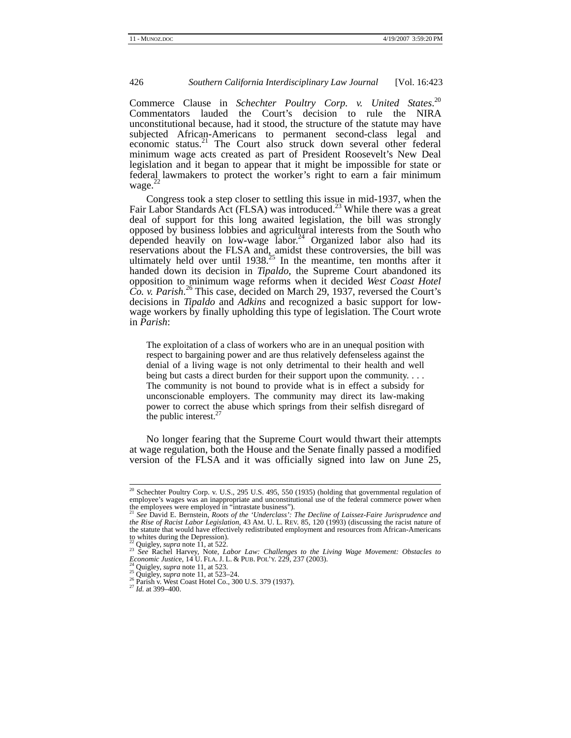Commerce Clause in *Schechter Poultry Corp. v. United States*.[20] Commentators lauded the Court's decision to rule the NIRA unconstitutional because, had it stood, the structure of the statute may have subjected African-Americans to permanent second-class legal and economic status.[21] The Court also struck down several other federal minimum wage acts created as part of President Roosevelt's New Deal legislation and it began to appear that it might be impossible for state or federal lawmakers to protect the worker's right to earn a fair minimum wage.[22]

Congress took a step closer to settling this issue in mid-1937, when the Fair Labor Standards Act (FLSA) was introduced.[23] While there was a great deal of support for this long awaited legislation, the bill was strongly opposed by business lobbies and agricultural interests from the South who depended heavily on low-wage labor.[24] Organized labor also had its reservations about the FLSA and, amidst these controversies, the bill was ultimately held over until 1938.[25] In the meantime, ten months after it handed down its decision in *Tipaldo*, the Supreme Court abandoned its opposition to minimum wage reforms when it decided *West Coast Hotel Co. v. Parish*.[26] This case, decided on March 29, 1937, reversed the Court's decisions in *Tipaldo* and *Adkins* and recognized a basic support for low-wage workers by finally upholding this type of legislation. The Court wrote in *Parish*:

> The exploitation of a class of workers who are in an unequal position with respect to bargaining power and are thus relatively defenseless against the denial of a living wage is not only detrimental to their health and well being but casts a direct burden for their support upon the community. . . . The community is not bound to provide what is in effect a subsidy for unconscionable employers. The community may direct its law-making power to correct the abuse which springs from their selfish disregard of the public interest.[27]

No longer fearing that the Supreme Court would thwart their attempts at wage regulation, both the House and the Senate finally passed a modified version of the FLSA and it was officially signed into law on June 25,

---

[20] Schechter Poultry Corp. v. U.S., 295 U.S. 495, 550 (1935) (holding that governmental regulation of employee's wages was an inappropriate and unconstitutional use of the federal commerce power when the employees were employed in "intrastate business").

[21] *See* David E. Bernstein, *Roots of the 'Underclass': The Decline of Laissez-Faire Jurisprudence and the Rise of Racist Labor Legislation*, 43 AM. U. L. REV. 85, 120 (1993) (discussing the racist nature of the statute that would have effectively redistributed employment and resources from African-Americans to whites during the Depression).

[22] Quigley, *supra* note 11, at 522.

[23] *See* Rachel Harvey, Note, *Labor Law: Challenges to the Living Wage Movement: Obstacles to Economic Justice*, 14 U. FLA. J. L. & PUB. POL'Y. 229, 237 (2003).

[24] Quigley, *supra* note 11, at 523.

[25] Quigley, *supra* note 11, at 523–24.

[26] Parish v. West Coast Hotel Co., 300 U.S. 379 (1937).

[27] *Id.* at 399–400.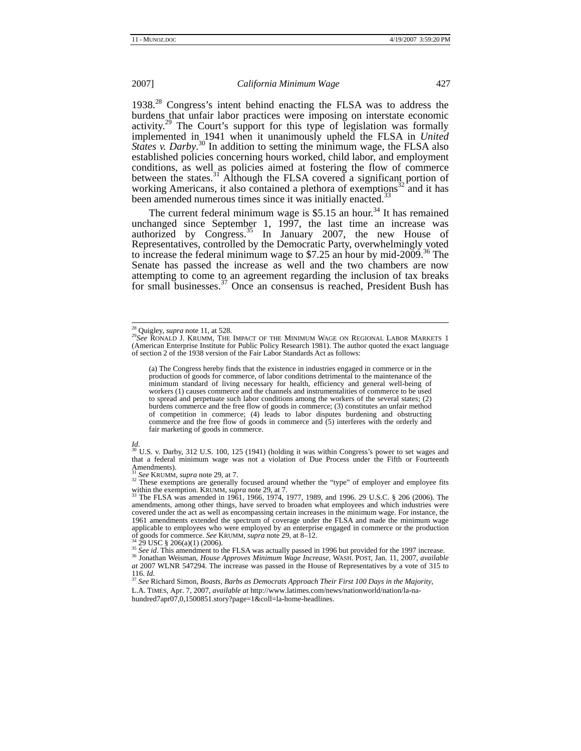1938.[28] Congress's intent behind enacting the FLSA was to address the burdens that unfair labor practices were imposing on interstate economic activity.[29] The Court's support for this type of legislation was formally implemented in 1941 when it unanimously upheld the FLSA in *United States v. Darby*.[30] In addition to setting the minimum wage, the FLSA also established policies concerning hours worked, child labor, and employment conditions, as well as policies aimed at fostering the flow of commerce between the states.[31] Although the FLSA covered a significant portion of working Americans, it also contained a plethora of exemptions[32] and it has been amended numerous times since it was initially enacted.[33]

The current federal minimum wage is $5.15 an hour.[34] It has remained unchanged since September 1, 1997, the last time an increase was authorized by Congress.[35] In January 2007, the new House of Representatives, controlled by the Democratic Party, overwhelmingly voted to increase the federal minimum wage to $7.25 an hour by mid-2009.[36] The Senate has passed the increase as well and the two chambers are now attempting to come to an agreement regarding the inclusion of tax breaks for small businesses.[37] Once an consensus is reached, President Bush has

---

[28] Quigley, *supra* note 11, at 528.

[29] *See* RONALD J. KRUMM, THE IMPACT OF THE MINIMUM WAGE ON REGIONAL LABOR MARKETS 1 (American Enterprise Institute for Public Policy Research 1981). The author quoted the exact language of section 2 of the 1938 version of the Fair Labor Standards Act as follows:

> (a) The Congress hereby finds that the existence in industries engaged in commerce or in the production of goods for commerce, of labor conditions detrimental to the maintenance of the minimum standard of living necessary for health, efficiency and general well-being of workers (1) causes commerce and the channels and instrumentalities of commerce to be used to spread and perpetuate such labor conditions among the workers of the several states; (2) burdens commerce and the free flow of goods in commerce; (3) constitutes an unfair method of competition in commerce; (4) leads to labor disputes burdening and obstructing commerce and the free flow of goods in commerce and (5) interferes with the orderly and fair marketing of goods in commerce.

*Id*.

[30] U.S. v. Darby, 312 U.S. 100, 125 (1941) (holding it was within Congress's power to set wages and that a federal minimum wage was not a violation of Due Process under the Fifth or Fourteenth Amendments).

[31] *See* KRUMM, *supra* note 29, at 7.

[32] These exemptions are generally focused around whether the "type" of employer and employee fits within the exemption. KRUMM, *supra* note 29, at 7.

[33] The FLSA was amended in 1961, 1966, 1974, 1977, 1989, and 1996. 29 U.S.C. § 206 (2006). The amendments, among other things, have served to broaden what employees and which industries were covered under the act as well as encompassing certain increases in the minimum wage. For instance, the 1961 amendments extended the spectrum of coverage under the FLSA and made the minimum wage applicable to employees who were employed by an enterprise engaged in commerce or the production of goods for commerce. *See* KRUMM, *supra* note 29, at 8–12.

[34] 29 USC § 206(a)(1) (2006).

[35] *See id*. This amendment to the FLSA was actually passed in 1996 but provided for the 1997 increase.

[36] Jonathan Weisman, *House Approves Minimum Wage Increase*, WASH. POST, Jan. 11, 2007, *available at* 2007 WLNR 547294. The increase was passed in the House of Representatives by a vote of 315 to 116. *Id.*

[37] *See* Richard Simon, *Boasts, Barbs as Democrats Approach Their First 100 Days in the Majority*, L.A. TIMES, Apr. 7, 2007, *available at* http://www.latimes.com/news/nationworld/nation/la-na-hundred7apr07,0,1500851.story?page=1&coll=la-home-headlines.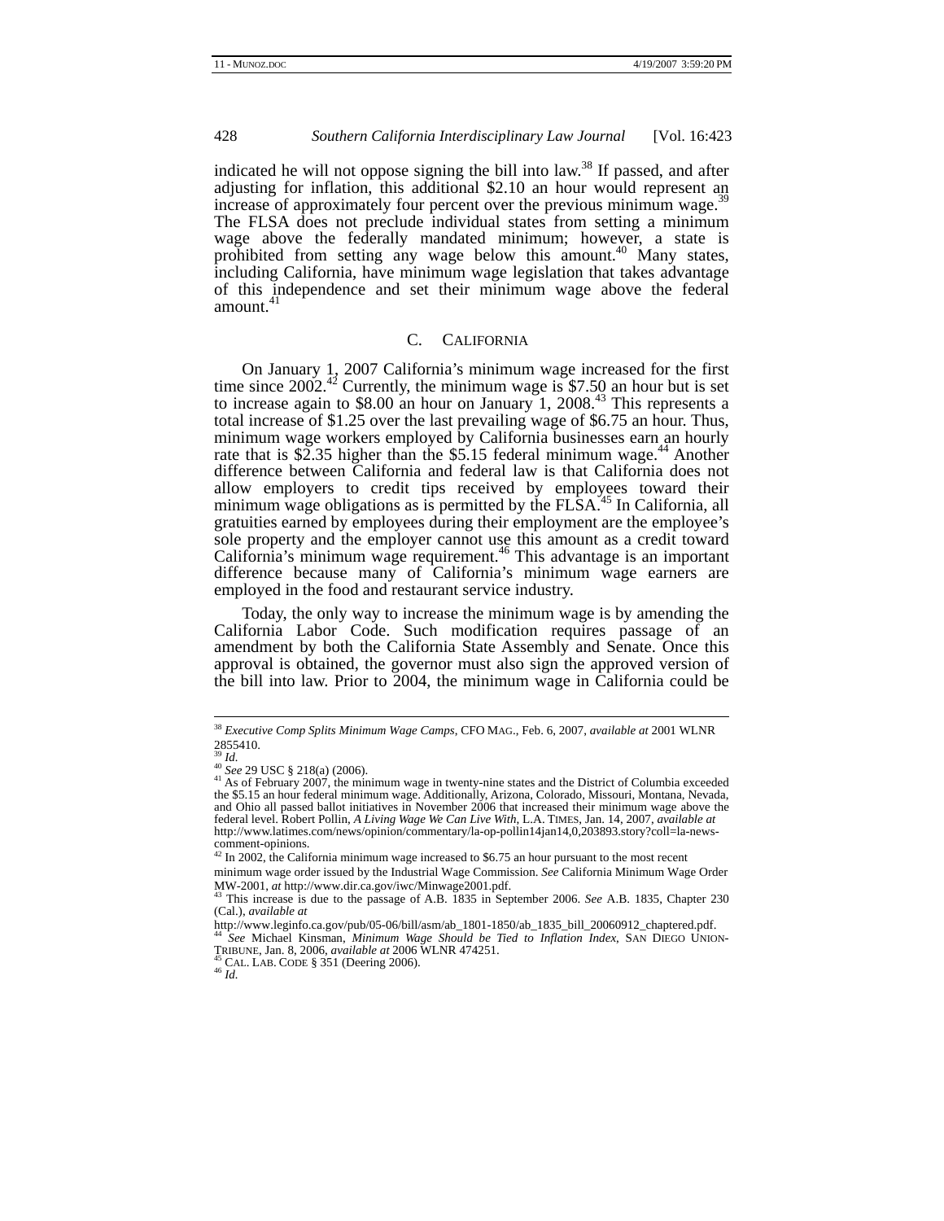indicated he will not oppose signing the bill into law.[38] If passed, and after adjusting for inflation, this additional $2.10 an hour would represent an increase of approximately four percent over the previous minimum wage.[39] The FLSA does not preclude individual states from setting a minimum wage above the federally mandated minimum; however, a state is prohibited from setting any wage below this amount.[40] Many states, including California, have minimum wage legislation that takes advantage of this independence and set their minimum wage above the federal amount.[41]

### C. CALIFORNIA

On January 1, 2007 California's minimum wage increased for the first time since 2002.[42] Currently, the minimum wage is $7.50 an hour but is set to increase again to $8.00 an hour on January 1, 2008.[43] This represents a total increase of $1.25 over the last prevailing wage of $6.75 an hour. Thus, minimum wage workers employed by California businesses earn an hourly rate that is $2.35 higher than the $5.15 federal minimum wage.[44] Another difference between California and federal law is that California does not allow employers to credit tips received by employees toward their minimum wage obligations as is permitted by the FLSA.[45] In California, all gratuities earned by employees during their employment are the employee's sole property and the employer cannot use this amount as a credit toward California's minimum wage requirement.[46] This advantage is an important difference because many of California's minimum wage earners are employed in the food and restaurant service industry.

Today, the only way to increase the minimum wage is by amending the California Labor Code. Such modification requires passage of an amendment by both the California State Assembly and Senate. Once this approval is obtained, the governor must also sign the approved version of the bill into law. Prior to 2004, the minimum wage in California could be

---

[38] *Executive Comp Splits Minimum Wage Camps*, CFO MAG., Feb. 6, 2007, *available at* 2001 WLNR 2855410.

[39] *Id.*

[40] *See* 29 USC § 218(a) (2006).

[41] As of February 2007, the minimum wage in twenty-nine states and the District of Columbia exceeded the $5.15 an hour federal minimum wage. Additionally, Arizona, Colorado, Missouri, Montana, Nevada, and Ohio all passed ballot initiatives in November 2006 that increased their minimum wage above the federal level. Robert Pollin, *A Living Wage We Can Live With*, L.A. TIMES, Jan. 14, 2007, *available at* http://www.latimes.com/news/opinion/commentary/la-op-pollin14jan14,0,203893.story?coll=la-news-comment-opinions.

[42] In 2002, the California minimum wage increased to $6.75 an hour pursuant to the most recent minimum wage order issued by the Industrial Wage Commission. *See* California Minimum Wage Order MW-2001, *at* http://www.dir.ca.gov/iwc/Minwage2001.pdf.

[43] This increase is due to the passage of A.B. 1835 in September 2006. *See* A.B. 1835, Chapter 230 (Cal.), *available at* http://www.leginfo.ca.gov/pub/05-06/bill/asm/ab_1801-1850/ab_1835_bill_20060912_chaptered.pdf.

[44] *See* Michael Kinsman, *Minimum Wage Should be Tied to Inflation Index*, SAN DIEGO UNION-TRIBUNE, Jan. 8, 2006, *available at* 2006 WLNR 474251.

[45] CAL. LAB. CODE § 351 (Deering 2006).

[46] *Id.*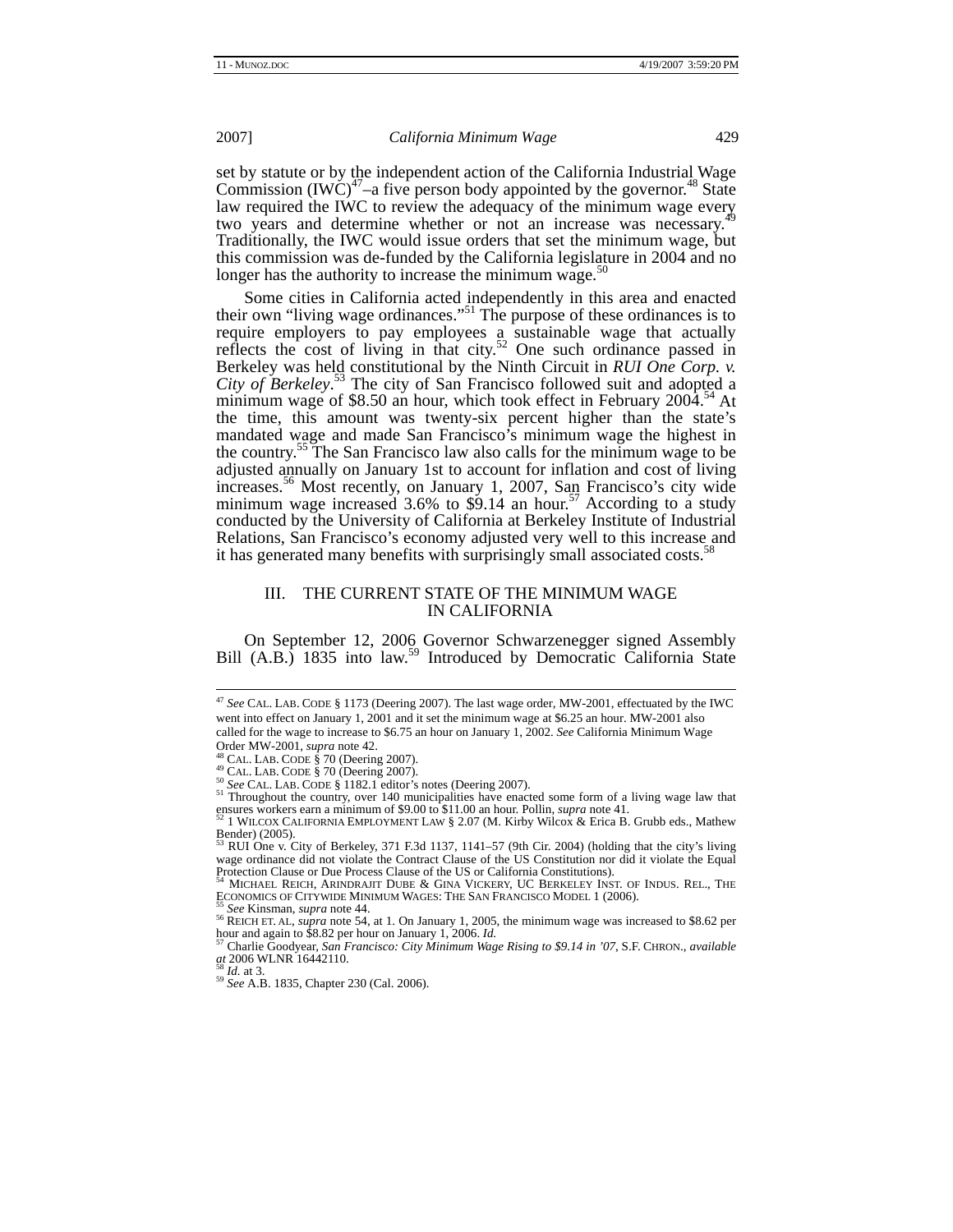set by statute or by the independent action of the California Industrial Wage Commission (IWC)[47]–a five person body appointed by the governor.[48] State law required the IWC to review the adequacy of the minimum wage every two years and determine whether or not an increase was necessary.[49] Traditionally, the IWC would issue orders that set the minimum wage, but this commission was de-funded by the California legislature in 2004 and no longer has the authority to increase the minimum wage.[50]

Some cities in California acted independently in this area and enacted their own "living wage ordinances."[51] The purpose of these ordinances is to require employers to pay employees a sustainable wage that actually reflects the cost of living in that city.[52] One such ordinance passed in Berkeley was held constitutional by the Ninth Circuit in *RUI One Corp. v. City of Berkeley*.[53] The city of San Francisco followed suit and adopted a minimum wage of $8.50 an hour, which took effect in February 2004.[54] At the time, this amount was twenty-six percent higher than the state's mandated wage and made San Francisco's minimum wage the highest in the country.[55] The San Francisco law also calls for the minimum wage to be adjusted annually on January 1st to account for inflation and cost of living increases.[56] Most recently, on January 1, 2007, San Francisco's city wide minimum wage increased 3.6% to $9.14 an hour.[57] According to a study conducted by the University of California at Berkeley Institute of Industrial Relations, San Francisco's economy adjusted very well to this increase and it has generated many benefits with surprisingly small associated costs.[58]

## III. THE CURRENT STATE OF THE MINIMUM WAGE IN CALIFORNIA

On September 12, 2006 Governor Schwarzenegger signed Assembly Bill (A.B.) 1835 into law.[59] Introduced by Democratic California State

---

[47] *See* CAL. LAB. CODE § 1173 (Deering 2007). The last wage order, MW-2001, effectuated by the IWC went into effect on January 1, 2001 and it set the minimum wage at $6.25 an hour. MW-2001 also called for the wage to increase to $6.75 an hour on January 1, 2002. *See* California Minimum Wage Order MW-2001, *supra* note 42.

[48] CAL. LAB. CODE § 70 (Deering 2007).

[49] CAL. LAB. CODE § 70 (Deering 2007).

[50] *See* CAL. LAB. CODE § 1182.1 editor's notes (Deering 2007).

[51] Throughout the country, over 140 municipalities have enacted some form of a living wage law that ensures workers earn a minimum of $9.00 to $11.00 an hour. Pollin, *supra* note 41.

[52] 1 WILCOX CALIFORNIA EMPLOYMENT LAW § 2.07 (M. Kirby Wilcox & Erica B. Grubb eds., Mathew Bender) (2005).

[53] RUI One v. City of Berkeley, 371 F.3d 1137, 1141–57 (9th Cir. 2004) (holding that the city's living wage ordinance did not violate the Contract Clause of the US Constitution nor did it violate the Equal Protection Clause or Due Process Clause of the US or California Constitutions).

[54] MICHAEL REICH, ARINDRAJIT DUBE & GINA VICKERY, UC BERKELEY INST. OF INDUS. REL., THE ECONOMICS OF CITYWIDE MINIMUM WAGES: THE SAN FRANCISCO MODEL 1 (2006).

[55] *See* Kinsman, *supra* note 44.

[56] REICH ET. AL, *supra* note 54, at 1. On January 1, 2005, the minimum wage was increased to $8.62 per hour and again to $8.82 per hour on January 1, 2006. *Id.*

[57] Charlie Goodyear, *San Francisco: City Minimum Wage Rising to $9.14 in '07*, S.F. CHRON., *available at* 2006 WLNR 16442110.

[58] *Id.* at 3.

[59] *See* A.B. 1835, Chapter 230 (Cal. 2006).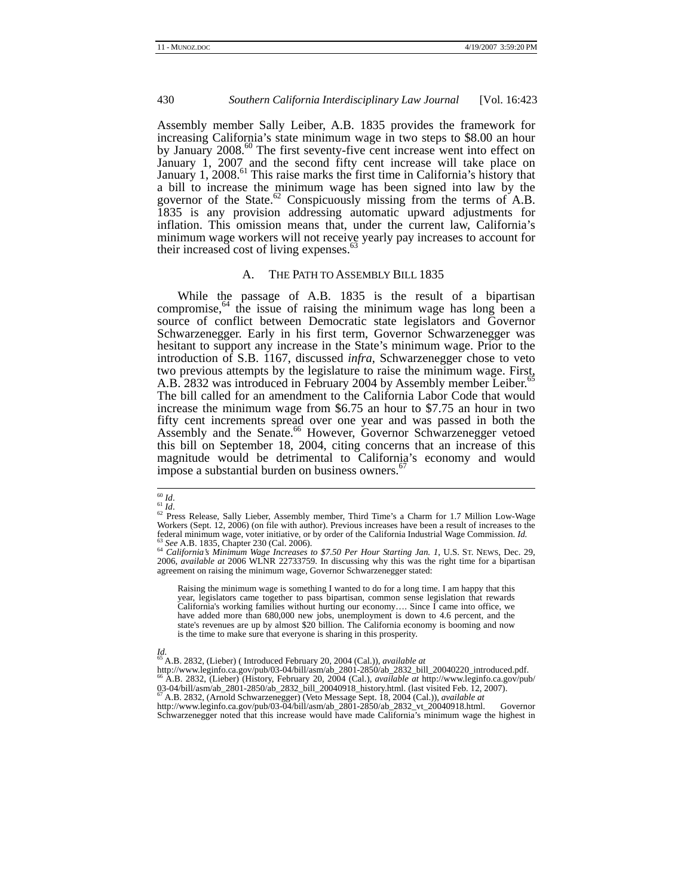Assembly member Sally Leiber, A.B. 1835 provides the framework for increasing California's state minimum wage in two steps to $8.00 an hour by January 2008.[60] The first seventy-five cent increase went into effect on January 1, 2007 and the second fifty cent increase will take place on January 1, 2008.[61] This raise marks the first time in California's history that a bill to increase the minimum wage has been signed into law by the governor of the State.[62] Conspicuously missing from the terms of A.B. 1835 is any provision addressing automatic upward adjustments for inflation. This omission means that, under the current law, California's minimum wage workers will not receive yearly pay increases to account for their increased cost of living expenses.[63]

### A. THE PATH TO ASSEMBLY BILL 1835

While the passage of A.B. 1835 is the result of a bipartisan compromise,[64] the issue of raising the minimum wage has long been a source of conflict between Democratic state legislators and Governor Schwarzenegger. Early in his first term, Governor Schwarzenegger was hesitant to support any increase in the State's minimum wage. Prior to the introduction of S.B. 1167, discussed *infra*, Schwarzenegger chose to veto two previous attempts by the legislature to raise the minimum wage. First, A.B. 2832 was introduced in February 2004 by Assembly member Leiber.[65] The bill called for an amendment to the California Labor Code that would increase the minimum wage from $6.75 an hour to $7.75 an hour in two fifty cent increments spread over one year and was passed in both the Assembly and the Senate.[66] However, Governor Schwarzenegger vetoed this bill on September 18, 2004, citing concerns that an increase of this magnitude would be detrimental to California's economy and would impose a substantial burden on business owners.[67]

---

[60] *Id*.

[61] *Id*.

[62] Press Release, Sally Lieber, Assembly member, Third Time's a Charm for 1.7 Million Low-Wage Workers (Sept. 12, 2006) (on file with author). Previous increases have been a result of increases to the federal minimum wage, voter initiative, or by order of the California Industrial Wage Commission. *Id.*

[63] *See* A.B. 1835, Chapter 230 (Cal. 2006).

[64] *California's Minimum Wage Increases to $7.50 Per Hour Starting Jan. 1*, U.S. ST. NEWS, Dec. 29, 2006, *available at* 2006 WLNR 22733759. In discussing why this was the right time for a bipartisan agreement on raising the minimum wage, Governor Schwarzenegger stated:

> Raising the minimum wage is something I wanted to do for a long time. I am happy that this year, legislators came together to pass bipartisan, common sense legislation that rewards California's working families without hurting our economy…. Since I came into office, we have added more than 680,000 new jobs, unemployment is down to 4.6 percent, and the state's revenues are up by almost $20 billion. The California economy is booming and now is the time to make sure that everyone is sharing in this prosperity.

*Id*.

[65] A.B. 2832, (Lieber) ( Introduced February 20, 2004 (Cal.)), *available at* http://www.leginfo.ca.gov/pub/03-04/bill/asm/ab_2801-2850/ab_2832_bill_20040220_introduced.pdf.

[66] A.B. 2832, (Lieber) (History, February 20, 2004 (Cal.), *available at* http://www.leginfo.ca.gov/pub/03-04/bill/asm/ab_2801-2850/ab_2832_bill_20040918_history.html. (last visited Feb. 12, 2007).

[67] A.B. 2832, (Arnold Schwarzenegger) (Veto Message Sept. 18, 2004 (Cal.)), *available at* http://www.leginfo.ca.gov/pub/03-04/bill/asm/ab_2801-2850/ab_2832_vt_20040918.html. Governor Schwarzenegger noted that this increase would have made California's minimum wage the highest in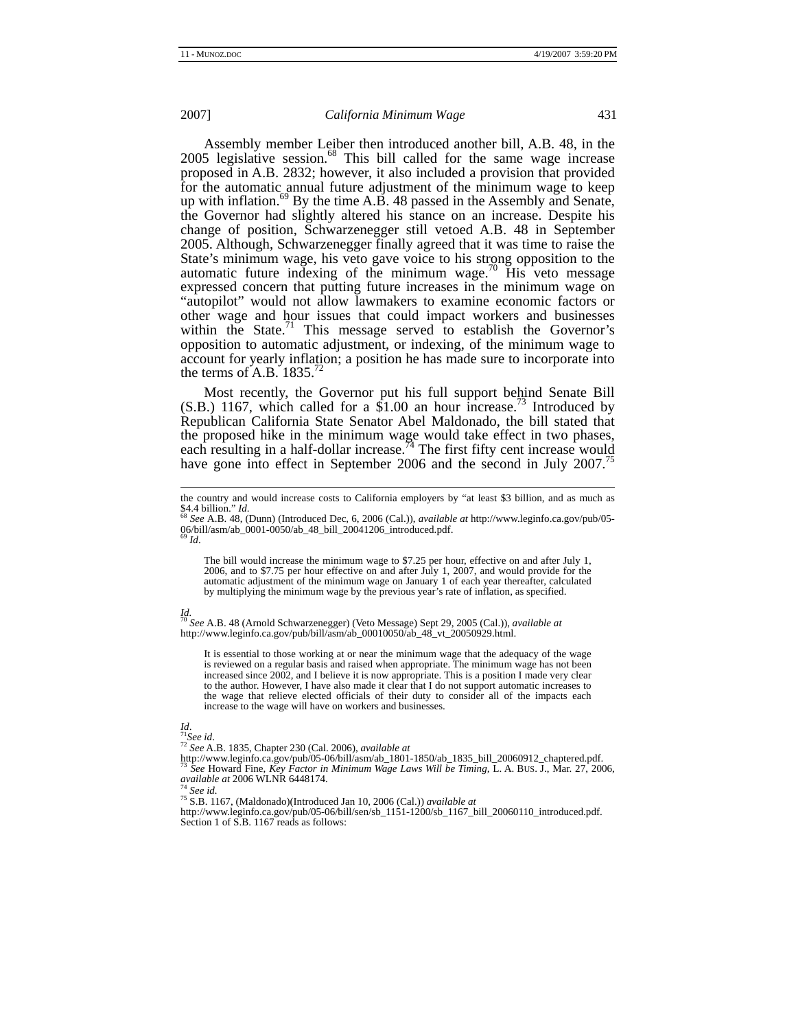Assembly member Leiber then introduced another bill, A.B. 48, in the 2005 legislative session.[68] This bill called for the same wage increase proposed in A.B. 2832; however, it also included a provision that provided for the automatic annual future adjustment of the minimum wage to keep up with inflation.[69] By the time A.B. 48 passed in the Assembly and Senate, the Governor had slightly altered his stance on an increase. Despite his change of position, Schwarzenegger still vetoed A.B. 48 in September 2005. Although, Schwarzenegger finally agreed that it was time to raise the State's minimum wage, his veto gave voice to his strong opposition to the automatic future indexing of the minimum wage.[70] His veto message expressed concern that putting future increases in the minimum wage on "autopilot" would not allow lawmakers to examine economic factors or other wage and hour issues that could impact workers and businesses within the State.[71] This message served to establish the Governor's opposition to automatic adjustment, or indexing, of the minimum wage to account for yearly inflation; a position he has made sure to incorporate into the terms of A.B. 1835.[72]

Most recently, the Governor put his full support behind Senate Bill (S.B.) 1167, which called for a $1.00 an hour increase.[73] Introduced by Republican California State Senator Abel Maldonado, the bill stated that the proposed hike in the minimum wage would take effect in two phases, each resulting in a half-dollar increase.[74] The first fifty cent increase would have gone into effect in September 2006 and the second in July 2007.[75]

---

the country and would increase costs to California employers by "at least $3 billion, and as much as $4.4 billion." *Id.*

[68] *See* A.B. 48, (Dunn) (Introduced Dec, 6, 2006 (Cal.)), *available at* http://www.leginfo.ca.gov/pub/05-06/bill/asm/ab_0001-0050/ab_48_bill_20041206_introduced.pdf.

[69] *Id*.

> The bill would increase the minimum wage to $7.25 per hour, effective on and after July 1, 2006, and to $7.75 per hour effective on and after July 1, 2007, and would provide for the automatic adjustment of the minimum wage on January 1 of each year thereafter, calculated by multiplying the minimum wage by the previous year's rate of inflation, as specified.

*Id*.

[70] *See* A.B. 48 (Arnold Schwarzenegger) (Veto Message) Sept 29, 2005 (Cal.)), *available at* http://www.leginfo.ca.gov/pub/bill/asm/ab_00010050/ab_48_vt_20050929.html.

> It is essential to those working at or near the minimum wage that the adequacy of the wage is reviewed on a regular basis and raised when appropriate. The minimum wage has not been increased since 2002, and I believe it is now appropriate. This is a position I made very clear to the author. However, I have also made it clear that I do not support automatic increases to the wage that relieve elected officials of their duty to consider all of the impacts each increase to the wage will have on workers and businesses.

*Id*.

[71] *See id*.

[72] *See* A.B. 1835, Chapter 230 (Cal. 2006), *available at* http://www.leginfo.ca.gov/pub/05-06/bill/asm/ab_1801-1850/ab_1835_bill_20060912_chaptered.pdf.

[73] *See* Howard Fine, *Key Factor in Minimum Wage Laws Will be Timing,* L. A. BUS. J., Mar. 27, 2006, *available at* 2006 WLNR 6448174.

[74] *See id.*

[75] S.B. 1167, (Maldonado)(Introduced Jan 10, 2006 (Cal.)) *available at* http://www.leginfo.ca.gov/pub/05-06/bill/sen/sb_1151-1200/sb_1167_bill_20060110_introduced.pdf. Section 1 of S.B. 1167 reads as follows: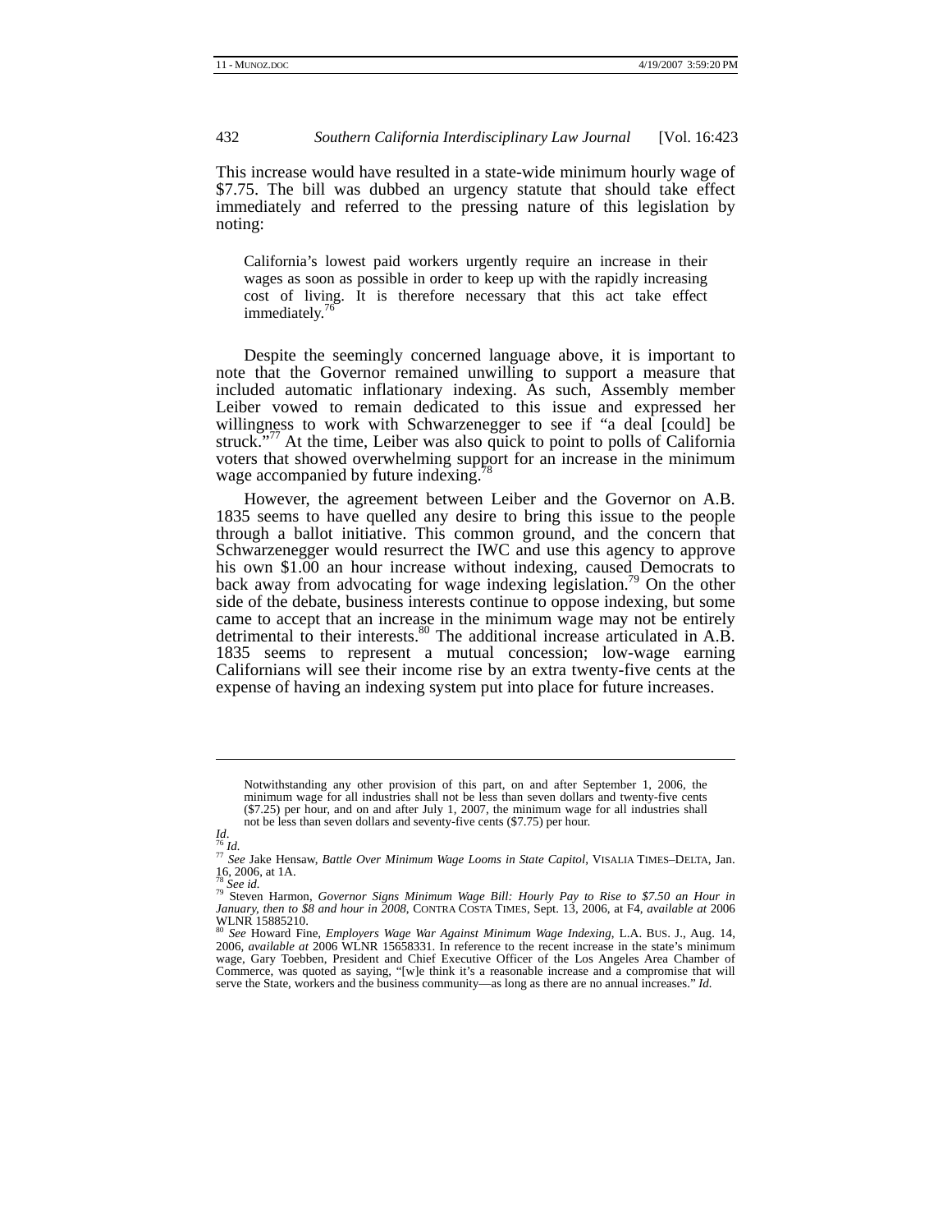This increase would have resulted in a state-wide minimum hourly wage of $7.75. The bill was dubbed an urgency statute that should take effect immediately and referred to the pressing nature of this legislation by noting:

> California's lowest paid workers urgently require an increase in their wages as soon as possible in order to keep up with the rapidly increasing cost of living. It is therefore necessary that this act take effect immediately.[76]

Despite the seemingly concerned language above, it is important to note that the Governor remained unwilling to support a measure that included automatic inflationary indexing. As such, Assembly member Leiber vowed to remain dedicated to this issue and expressed her willingness to work with Schwarzenegger to see if "a deal [could] be struck."[77] At the time, Leiber was also quick to point to polls of California voters that showed overwhelming support for an increase in the minimum wage accompanied by future indexing.[78]

However, the agreement between Leiber and the Governor on A.B. 1835 seems to have quelled any desire to bring this issue to the people through a ballot initiative. This common ground, and the concern that Schwarzenegger would resurrect the IWC and use this agency to approve his own $1.00 an hour increase without indexing, caused Democrats to back away from advocating for wage indexing legislation.[79] On the other side of the debate, business interests continue to oppose indexing, but some came to accept that an increase in the minimum wage may not be entirely detrimental to their interests.[80] The additional increase articulated in A.B. 1835 seems to represent a mutual concession; low-wage earning Californians will see their income rise by an extra twenty-five cents at the expense of having an indexing system put into place for future increases.

---

> Notwithstanding any other provision of this part, on and after September 1, 2006, the minimum wage for all industries shall not be less than seven dollars and twenty-five cents ($7.25) per hour, and on and after July 1, 2007, the minimum wage for all industries shall not be less than seven dollars and seventy-five cents ($7.75) per hour.

*Id*.

[76] *Id.*

[77] *See* Jake Hensaw, *Battle Over Minimum Wage Looms in State Capitol*, VISALIA TIMES–DELTA, Jan. 16, 2006, at 1A.

[78] *See id.*

[79] Steven Harmon, *Governor Signs Minimum Wage Bill: Hourly Pay to Rise to $7.50 an Hour in January, then to $8 and hour in 2008*, CONTRA COSTA TIMES, Sept. 13, 2006, at F4, *available at* 2006 WLNR 15885210.

[80] *See* Howard Fine, *Employers Wage War Against Minimum Wage Indexing*, L.A. BUS. J., Aug. 14, 2006, *available at* 2006 WLNR 15658331. In reference to the recent increase in the state's minimum wage, Gary Toebben, President and Chief Executive Officer of the Los Angeles Area Chamber of Commerce, was quoted as saying, "[w]e think it's a reasonable increase and a compromise that will serve the State, workers and the business community—as long as there are no annual increases." *Id.*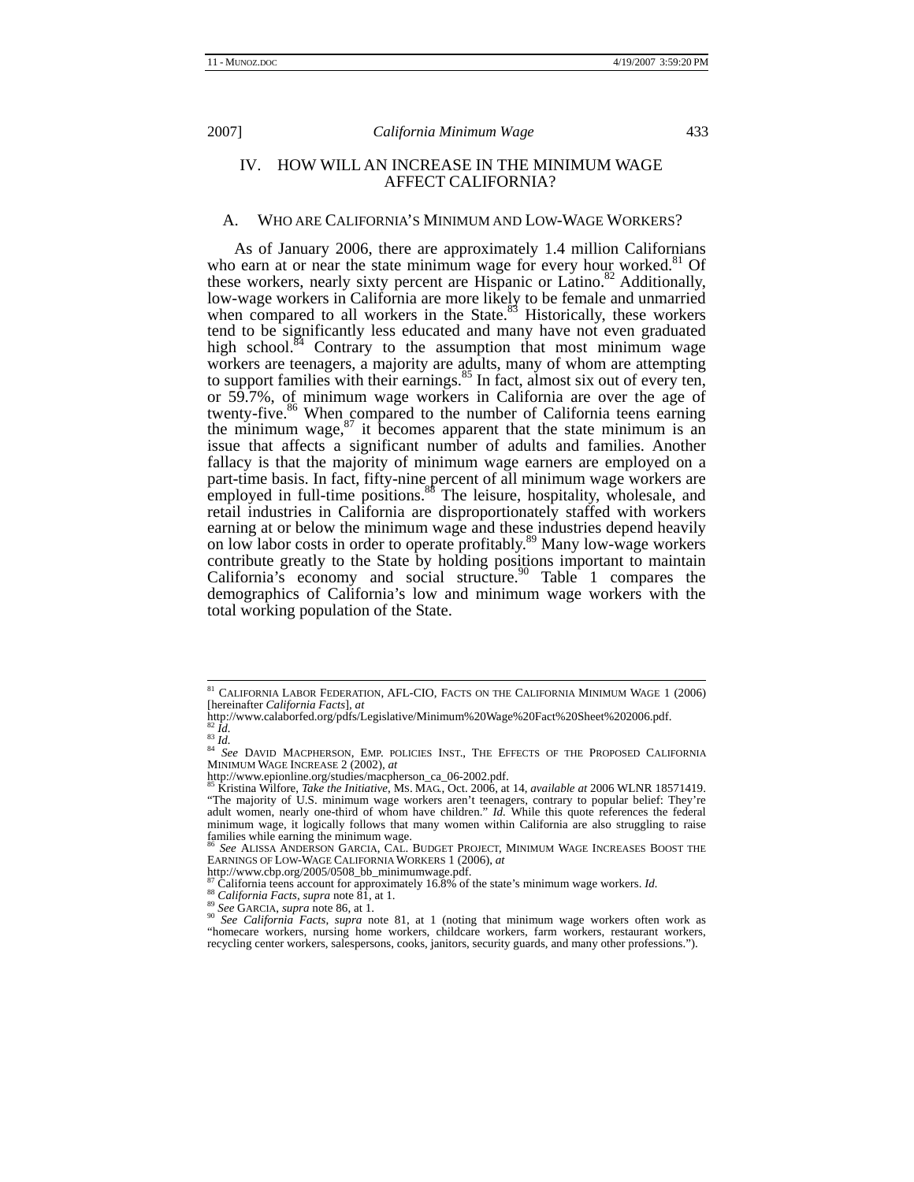## IV. HOW WILL AN INCREASE IN THE MINIMUM WAGE AFFECT CALIFORNIA?

### A. Who are California's Minimum and Low-Wage Workers?

As of January 2006, there are approximately 1.4 million Californians who earn at or near the state minimum wage for every hour worked.[81] Of these workers, nearly sixty percent are Hispanic or Latino.[82] Additionally, low-wage workers in California are more likely to be female and unmarried when compared to all workers in the State.[83] Historically, these workers tend to be significantly less educated and many have not even graduated high school.[84] Contrary to the assumption that most minimum wage workers are teenagers, a majority are adults, many of whom are attempting to support families with their earnings.[85] In fact, almost six out of every ten, or 59.7%, of minimum wage workers in California are over the age of twenty-five.[86] When compared to the number of California teens earning the minimum wage,[87] it becomes apparent that the state minimum is an issue that affects a significant number of adults and families. Another fallacy is that the majority of minimum wage earners are employed on a part-time basis. In fact, fifty-nine percent of all minimum wage workers are employed in full-time positions.[88] The leisure, hospitality, wholesale, and retail industries in California are disproportionately staffed with workers earning at or below the minimum wage and these industries depend heavily on low labor costs in order to operate profitably.[89] Many low-wage workers contribute greatly to the State by holding positions important to maintain California's economy and social structure.[90] Table 1 compares the demographics of California's low and minimum wage workers with the total working population of the State.

---

[81] California Labor Federation, AFL-CIO, Facts on the California Minimum Wage 1 (2006) [hereinafter *California Facts*], *at* http://www.calaborfed.org/pdfs/Legislative/Minimum%20Wage%20Fact%20Sheet%202006.pdf.

[82] *Id.*

[83] *Id.*

[84] *See* David Macpherson, Emp. policies Inst., The Effects of the Proposed California Minimum Wage Increase 2 (2002), *at* http://www.epionline.org/studies/macpherson_ca_06-2002.pdf.

[85] Kristina Wilfore, *Take the Initiative*, Ms. Mag., Oct. 2006, at 14, *available at* 2006 WLNR 18571419. "The majority of U.S. minimum wage workers aren't teenagers, contrary to popular belief: They're adult women, nearly one-third of whom have children." *Id.* While this quote references the federal minimum wage, it logically follows that many women within California are also struggling to raise families while earning the minimum wage.

[86] *See* Alissa Anderson Garcia, Cal. Budget Project, Minimum Wage Increases Boost the Earnings of Low-Wage California Workers 1 (2006), *at* http://www.cbp.org/2005/0508_bb_minimumwage.pdf.

[87] California teens account for approximately 16.8% of the state's minimum wage workers. *Id.*

[88] *California Facts*, *supra* note 81, at 1.

[89] *See* Garcia, *supra* note 86, at 1.

[90] *See California Facts*, *supra* note 81, at 1 (noting that minimum wage workers often work as "homecare workers, nursing home workers, childcare workers, farm workers, restaurant workers, recycling center workers, salespersons, cooks, janitors, security guards, and many other professions.").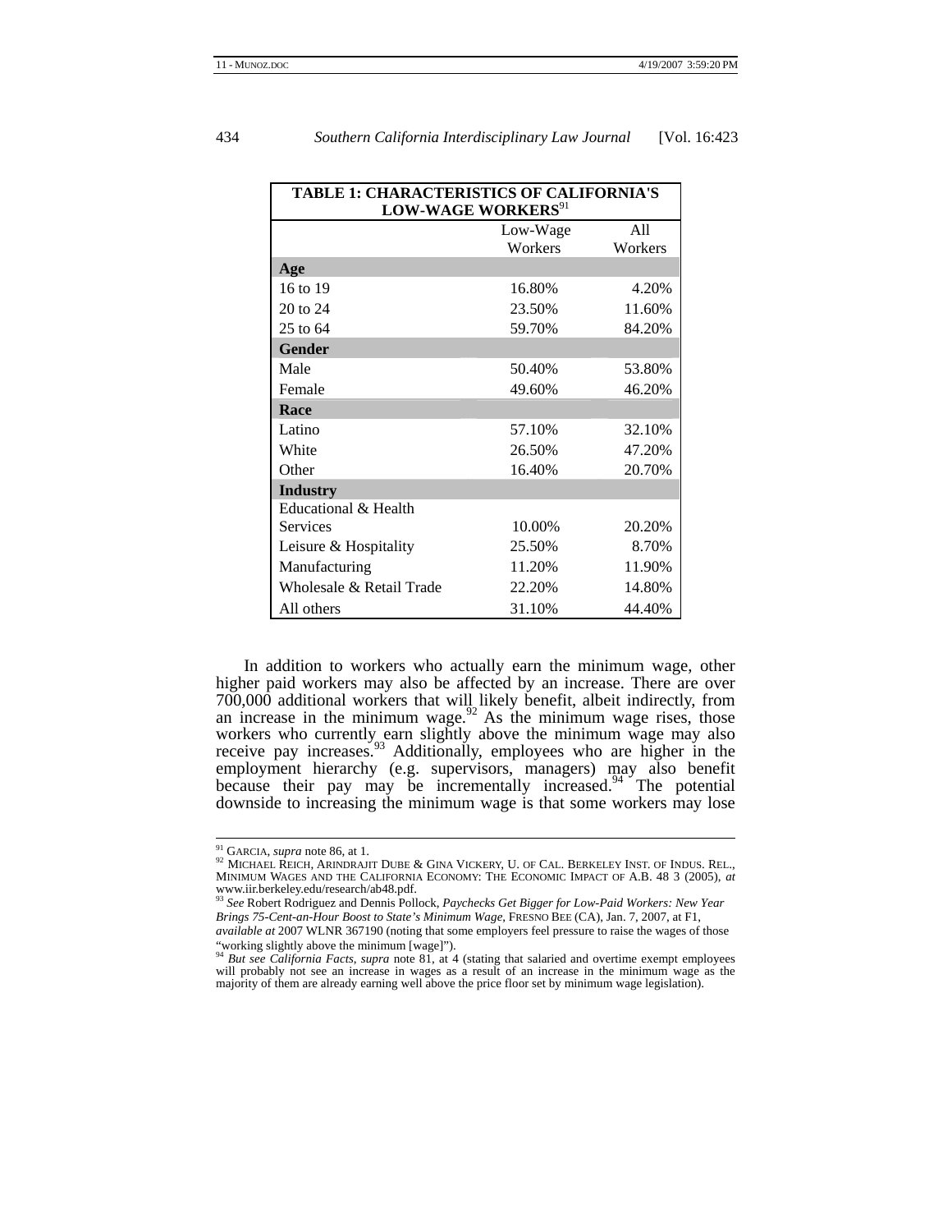| TABLE 1: CHARACTERISTICS OF CALIFORNIA'S LOW-WAGE WORKERS[91] | | |
|---|---|---|
| | Low-Wage Workers | All Workers |
| **Age** | | |
| 16 to 19 | 16.80% | 4.20% |
| 20 to 24 | 23.50% | 11.60% |
| 25 to 64 | 59.70% | 84.20% |
| **Gender** | | |
| Male | 50.40% | 53.80% |
| Female | 49.60% | 46.20% |
| **Race** | | |
| Latino | 57.10% | 32.10% |
| White | 26.50% | 47.20% |
| Other | 16.40% | 20.70% |
| **Industry** | | |
| Educational & Health Services | 10.00% | 20.20% |
| Leisure & Hospitality | 25.50% | 8.70% |
| Manufacturing | 11.20% | 11.90% |
| Wholesale & Retail Trade | 22.20% | 14.80% |
| All others | 31.10% | 44.40% |

In addition to workers who actually earn the minimum wage, other higher paid workers may also be affected by an increase. There are over 700,000 additional workers that will likely benefit, albeit indirectly, from an increase in the minimum wage.[92] As the minimum wage rises, those workers who currently earn slightly above the minimum wage may also receive pay increases.[93] Additionally, employees who are higher in the employment hierarchy (e.g. supervisors, managers) may also benefit because their pay may be incrementally increased.[94] The potential downside to increasing the minimum wage is that some workers may lose

---

[91] GARCIA, *supra* note 86, at 1.

[92] MICHAEL REICH, ARINDRAJIT DUBE & GINA VICKERY, U. OF CAL. BERKELEY INST. OF INDUS. REL., MINIMUM WAGES AND THE CALIFORNIA ECONOMY: THE ECONOMIC IMPACT OF A.B. 48 3 (2005), *at* www.iir.berkeley.edu/research/ab48.pdf.

[93] *See* Robert Rodriguez and Dennis Pollock, *Paychecks Get Bigger for Low-Paid Workers: New Year Brings 75-Cent-an-Hour Boost to State's Minimum Wage*, FRESNO BEE (CA), Jan. 7, 2007, at F1, *available at* 2007 WLNR 367190 (noting that some employers feel pressure to raise the wages of those "working slightly above the minimum [wage]").

[94] *But see California Facts*, *supra* note 81, at 4 (stating that salaried and overtime exempt employees will probably not see an increase in wages as a result of an increase in the minimum wage as the majority of them are already earning well above the price floor set by minimum wage legislation).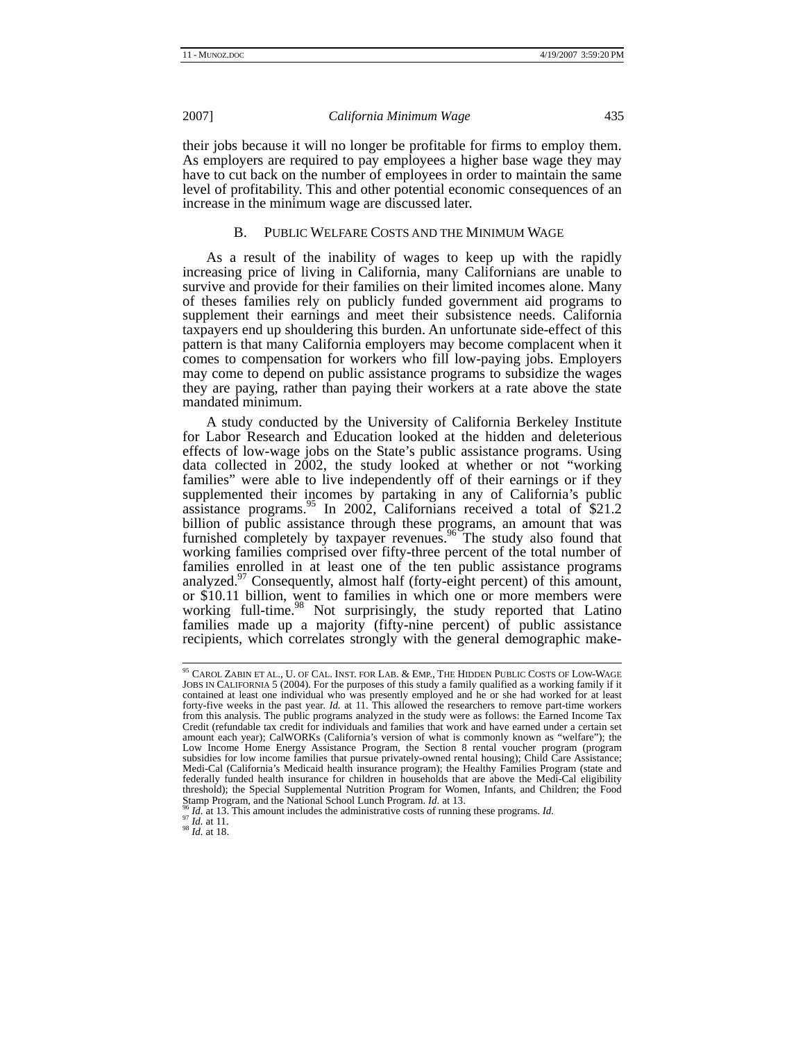their jobs because it will no longer be profitable for firms to employ them. As employers are required to pay employees a higher base wage they may have to cut back on the number of employees in order to maintain the same level of profitability. This and other potential economic consequences of an increase in the minimum wage are discussed later.

### B. PUBLIC WELFARE COSTS AND THE MINIMUM WAGE

As a result of the inability of wages to keep up with the rapidly increasing price of living in California, many Californians are unable to survive and provide for their families on their limited incomes alone. Many of theses families rely on publicly funded government aid programs to supplement their earnings and meet their subsistence needs. California taxpayers end up shouldering this burden. An unfortunate side-effect of this pattern is that many California employers may become complacent when it comes to compensation for workers who fill low-paying jobs. Employers may come to depend on public assistance programs to subsidize the wages they are paying, rather than paying their workers at a rate above the state mandated minimum.

A study conducted by the University of California Berkeley Institute for Labor Research and Education looked at the hidden and deleterious effects of low-wage jobs on the State's public assistance programs. Using data collected in 2002, the study looked at whether or not "working families" were able to live independently off of their earnings or if they supplemented their incomes by partaking in any of California's public assistance programs.[95] In 2002, Californians received a total of $21.2 billion of public assistance through these programs, an amount that was furnished completely by taxpayer revenues.[96] The study also found that working families comprised over fifty-three percent of the total number of families enrolled in at least one of the ten public assistance programs analyzed.[97] Consequently, almost half (forty-eight percent) of this amount, or $10.11 billion, went to families in which one or more members were working full-time.[98] Not surprisingly, the study reported that Latino families made up a majority (fifty-nine percent) of public assistance recipients, which correlates strongly with the general demographic make-

---

[95] CAROL ZABIN ET AL., U. OF CAL. INST. FOR LAB. & EMP., THE HIDDEN PUBLIC COSTS OF LOW-WAGE JOBS IN CALIFORNIA 5 (2004). For the purposes of this study a family qualified as a working family if it contained at least one individual who was presently employed and he or she had worked for at least forty-five weeks in the past year. *Id.* at 11. This allowed the researchers to remove part-time workers from this analysis. The public programs analyzed in the study were as follows: the Earned Income Tax Credit (refundable tax credit for individuals and families that work and have earned under a certain set amount each year); CalWORKs (California's version of what is commonly known as "welfare"); the Low Income Home Energy Assistance Program, the Section 8 rental voucher program (program subsidies for low income families that pursue privately-owned rental housing); Child Care Assistance; Medi-Cal (California's Medicaid health insurance program); the Healthy Families Program (state and federally funded health insurance for children in households that are above the Medi-Cal eligibility threshold); the Special Supplemental Nutrition Program for Women, Infants, and Children; the Food Stamp Program, and the National School Lunch Program. *Id.* at 13.

[96] *Id.* at 13. This amount includes the administrative costs of running these programs. *Id.*

[97] *Id.* at 11.

[98] *Id.* at 18.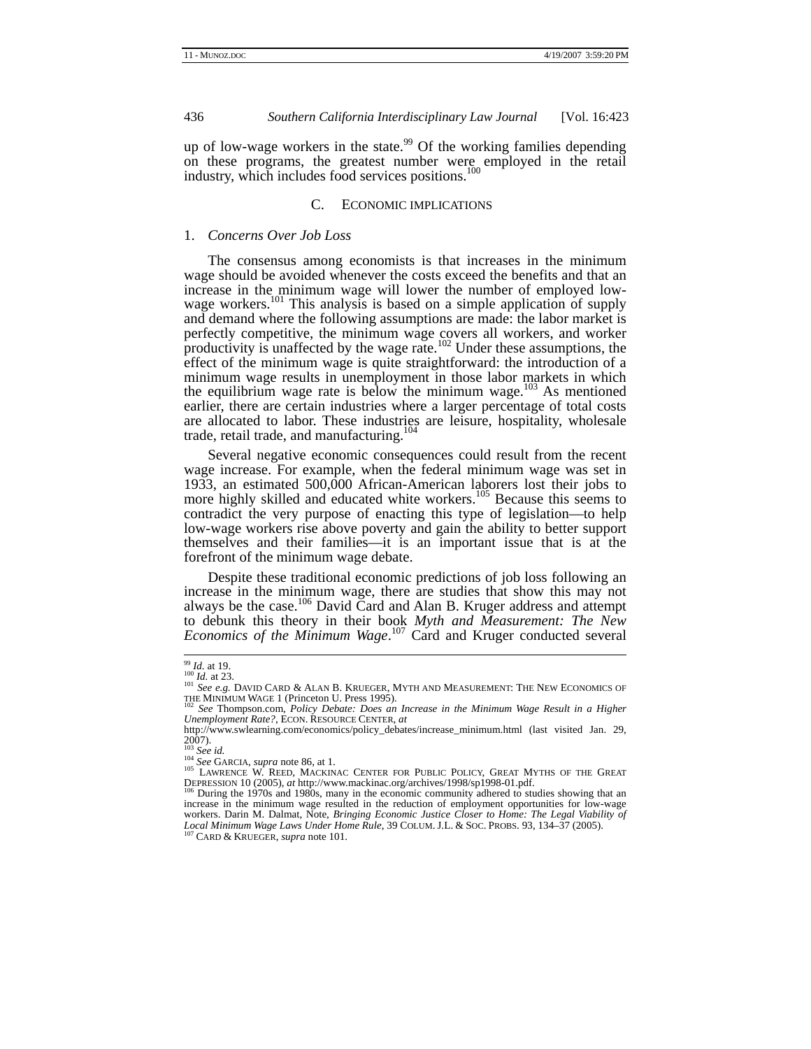up of low-wage workers in the state.[99] Of the working families depending on these programs, the greatest number were employed in the retail industry, which includes food services positions.[100]

### C. Economic Implications

#### 1. *Concerns Over Job Loss*

The consensus among economists is that increases in the minimum wage should be avoided whenever the costs exceed the benefits and that an increase in the minimum wage will lower the number of employed low-wage workers.[101] This analysis is based on a simple application of supply and demand where the following assumptions are made: the labor market is perfectly competitive, the minimum wage covers all workers, and worker productivity is unaffected by the wage rate.[102] Under these assumptions, the effect of the minimum wage is quite straightforward: the introduction of a minimum wage results in unemployment in those labor markets in which the equilibrium wage rate is below the minimum wage.[103] As mentioned earlier, there are certain industries where a larger percentage of total costs are allocated to labor. These industries are leisure, hospitality, wholesale trade, retail trade, and manufacturing.[104]

Several negative economic consequences could result from the recent wage increase. For example, when the federal minimum wage was set in 1933, an estimated 500,000 African-American laborers lost their jobs to more highly skilled and educated white workers.[105] Because this seems to contradict the very purpose of enacting this type of legislation—to help low-wage workers rise above poverty and gain the ability to better support themselves and their families—it is an important issue that is at the forefront of the minimum wage debate.

Despite these traditional economic predictions of job loss following an increase in the minimum wage, there are studies that show this may not always be the case.[106] David Card and Alan B. Kruger address and attempt to debunk this theory in their book *Myth and Measurement: The New Economics of the Minimum Wage*.[107] Card and Kruger conducted several

---

[99] *Id.* at 19.

[100] *Id.* at 23.

[101] *See e.g.* David Card & Alan B. Krueger, Myth and Measurement: The New Economics of the Minimum Wage 1 (Princeton U. Press 1995).

[102] *See* Thompson.com, *Policy Debate: Does an Increase in the Minimum Wage Result in a Higher Unemployment Rate?*, Econ. Resource Center, *at* http://www.swlearning.com/economics/policy_debates/increase_minimum.html (last visited Jan. 29, 2007).

[103] *See id.*

[104] *See* Garcia, *supra* note 86, at 1.

[105] Lawrence W. Reed, Mackinac Center for Public Policy, Great Myths of the Great Depression 10 (2005), *at* http://www.mackinac.org/archives/1998/sp1998-01.pdf.

[106] During the 1970s and 1980s, many in the economic community adhered to studies showing that an increase in the minimum wage resulted in the reduction of employment opportunities for low-wage workers. Darin M. Dalmat, Note, *Bringing Economic Justice Closer to Home: The Legal Viability of Local Minimum Wage Laws Under Home Rule*, 39 Colum. J.L. & Soc. Probs. 93, 134–37 (2005).

[107] Card & Krueger, *supra* note 101.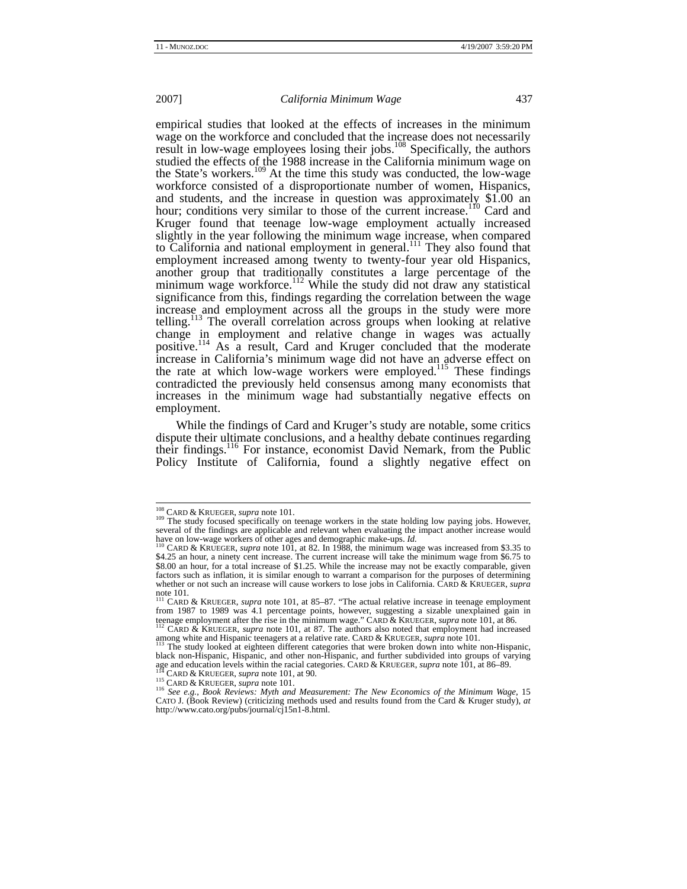empirical studies that looked at the effects of increases in the minimum wage on the workforce and concluded that the increase does not necessarily result in low-wage employees losing their jobs.[108] Specifically, the authors studied the effects of the 1988 increase in the California minimum wage on the State's workers.[109] At the time this study was conducted, the low-wage workforce consisted of a disproportionate number of women, Hispanics, and students, and the increase in question was approximately $1.00 an hour; conditions very similar to those of the current increase.[110] Card and Kruger found that teenage low-wage employment actually increased slightly in the year following the minimum wage increase, when compared to California and national employment in general.[111] They also found that employment increased among twenty to twenty-four year old Hispanics, another group that traditionally constitutes a large percentage of the minimum wage workforce.[112] While the study did not draw any statistical significance from this, findings regarding the correlation between the wage increase and employment across all the groups in the study were more telling.[113] The overall correlation across groups when looking at relative change in employment and relative change in wages was actually positive.[114] As a result, Card and Kruger concluded that the moderate increase in California's minimum wage did not have an adverse effect on the rate at which low-wage workers were employed.[115] These findings contradicted the previously held consensus among many economists that increases in the minimum wage had substantially negative effects on employment.

While the findings of Card and Kruger's study are notable, some critics dispute their ultimate conclusions, and a healthy debate continues regarding their findings.[116] For instance, economist David Nemark, from the Public Policy Institute of California, found a slightly negative effect on

---

[108] CARD & KRUEGER, *supra* note 101.

[109] The study focused specifically on teenage workers in the state holding low paying jobs. However, several of the findings are applicable and relevant when evaluating the impact another increase would have on low-wage workers of other ages and demographic make-ups. *Id.*

[110] CARD & KRUEGER, *supra* note 101, at 82. In 1988, the minimum wage was increased from $3.35 to $4.25 an hour, a ninety cent increase. The current increase will take the minimum wage from $6.75 to $8.00 an hour, for a total increase of $1.25. While the increase may not be exactly comparable, given factors such as inflation, it is similar enough to warrant a comparison for the purposes of determining whether or not such an increase will cause workers to lose jobs in California. CARD & KRUEGER, *supra* note 101.

[111] CARD & KRUEGER, *supra* note 101, at 85–87. "The actual relative increase in teenage employment from 1987 to 1989 was 4.1 percentage points, however, suggesting a sizable unexplained gain in teenage employment after the rise in the minimum wage." CARD & KRUEGER, *supra* note 101, at 86.

[112] CARD & KRUEGER, *supra* note 101, at 87. The authors also noted that employment had increased among white and Hispanic teenagers at a relative rate. CARD & KRUEGER, *supra* note 101.

[113] The study looked at eighteen different categories that were broken down into white non-Hispanic, black non-Hispanic, Hispanic, and other non-Hispanic, and further subdivided into groups of varying age and education levels within the racial categories. CARD & KRUEGER, *supra* note 101, at 86–89.

[114] CARD & KRUEGER, *supra* note 101, at 90.

[115] CARD & KRUEGER, *supra* note 101.

[116] *See e.g.*, *Book Reviews: Myth and Measurement: The New Economics of the Minimum Wage*, 15 CATO J. (Book Review) (criticizing methods used and results found from the Card & Kruger study), *at* http://www.cato.org/pubs/journal/cj15n1-8.html.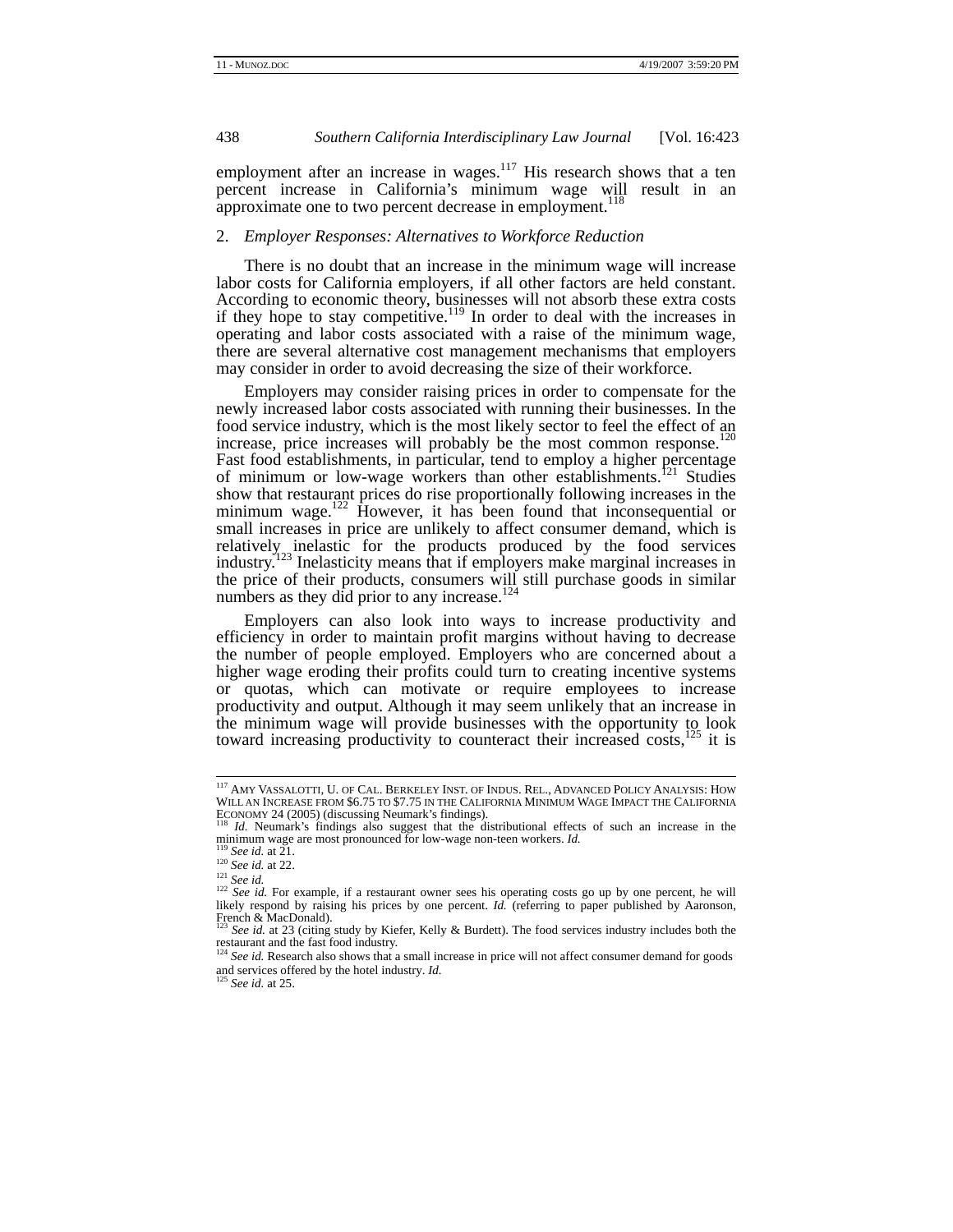employment after an increase in wages.[117] His research shows that a ten percent increase in California's minimum wage will result in an approximate one to two percent decrease in employment.[118]

### 2. *Employer Responses: Alternatives to Workforce Reduction*

There is no doubt that an increase in the minimum wage will increase labor costs for California employers, if all other factors are held constant. According to economic theory, businesses will not absorb these extra costs if they hope to stay competitive.[119] In order to deal with the increases in operating and labor costs associated with a raise of the minimum wage, there are several alternative cost management mechanisms that employers may consider in order to avoid decreasing the size of their workforce.

Employers may consider raising prices in order to compensate for the newly increased labor costs associated with running their businesses. In the food service industry, which is the most likely sector to feel the effect of an increase, price increases will probably be the most common response.[120] Fast food establishments, in particular, tend to employ a higher percentage of minimum or low-wage workers than other establishments.[121] Studies show that restaurant prices do rise proportionally following increases in the minimum wage.[122] However, it has been found that inconsequential or small increases in price are unlikely to affect consumer demand, which is relatively inelastic for the products produced by the food services industry.[123] Inelasticity means that if employers make marginal increases in the price of their products, consumers will still purchase goods in similar numbers as they did prior to any increase.[124]

Employers can also look into ways to increase productivity and efficiency in order to maintain profit margins without having to decrease the number of people employed. Employers who are concerned about a higher wage eroding their profits could turn to creating incentive systems or quotas, which can motivate or require employees to increase productivity and output. Although it may seem unlikely that an increase in the minimum wage will provide businesses with the opportunity to look toward increasing productivity to counteract their increased costs,[125] it is

---

[117] AMY VASSALOTTI, U. OF CAL. BERKELEY INST. OF INDUS. REL., ADVANCED POLICY ANALYSIS: HOW WILL AN INCREASE FROM $6.75 TO $7.75 IN THE CALIFORNIA MINIMUM WAGE IMPACT THE CALIFORNIA ECONOMY 24 (2005) (discussing Neumark's findings).

[118] *Id.* Neumark's findings also suggest that the distributional effects of such an increase in the minimum wage are most pronounced for low-wage non-teen workers. *Id.*

[119] *See id.* at 21.

[120] *See id.* at 22.

[121] *See id.*

[122] *See id.* For example, if a restaurant owner sees his operating costs go up by one percent, he will likely respond by raising his prices by one percent. *Id.* (referring to paper published by Aaronson, French & MacDonald).

[123] *See id.* at 23 (citing study by Kiefer, Kelly & Burdett). The food services industry includes both the restaurant and the fast food industry.

[124] *See id.* Research also shows that a small increase in price will not affect consumer demand for goods and services offered by the hotel industry. *Id.*

[125] *See id.* at 25.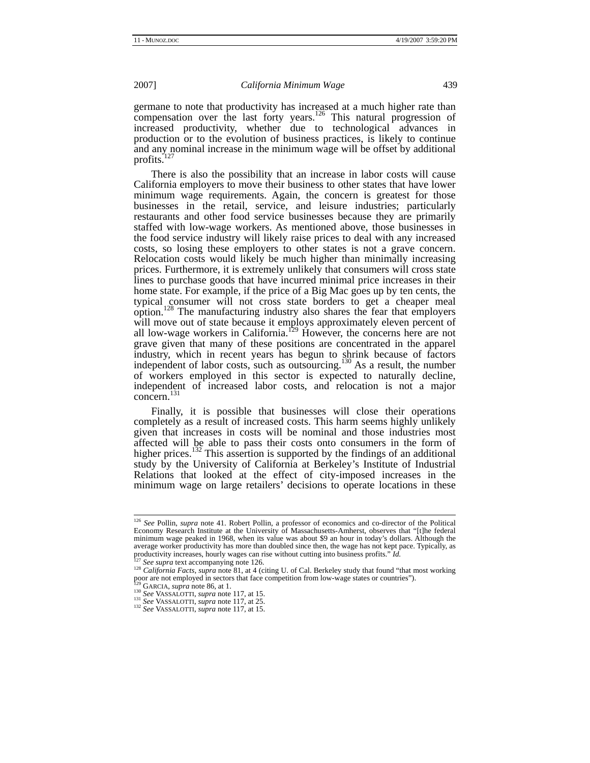germane to note that productivity has increased at a much higher rate than compensation over the last forty years.[126] This natural progression of increased productivity, whether due to technological advances in production or to the evolution of business practices, is likely to continue and any nominal increase in the minimum wage will be offset by additional profits.[127]

There is also the possibility that an increase in labor costs will cause California employers to move their business to other states that have lower minimum wage requirements. Again, the concern is greatest for those businesses in the retail, service, and leisure industries; particularly restaurants and other food service businesses because they are primarily staffed with low-wage workers. As mentioned above, those businesses in the food service industry will likely raise prices to deal with any increased costs, so losing these employers to other states is not a grave concern. Relocation costs would likely be much higher than minimally increasing prices. Furthermore, it is extremely unlikely that consumers will cross state lines to purchase goods that have incurred minimal price increases in their home state. For example, if the price of a Big Mac goes up by ten cents, the typical consumer will not cross state borders to get a cheaper meal option.[128] The manufacturing industry also shares the fear that employers will move out of state because it employs approximately eleven percent of all low-wage workers in California.[129] However, the concerns here are not grave given that many of these positions are concentrated in the apparel industry, which in recent years has begun to shrink because of factors independent of labor costs, such as outsourcing.[130] As a result, the number of workers employed in this sector is expected to naturally decline, independent of increased labor costs, and relocation is not a major concern.[131]

Finally, it is possible that businesses will close their operations completely as a result of increased costs. This harm seems highly unlikely given that increases in costs will be nominal and those industries most affected will be able to pass their costs onto consumers in the form of higher prices.[132] This assertion is supported by the findings of an additional study by the University of California at Berkeley's Institute of Industrial Relations that looked at the effect of city-imposed increases in the minimum wage on large retailers' decisions to operate locations in these

---

[126] *See* Pollin, *supra* note 41. Robert Pollin, a professor of economics and co-director of the Political Economy Research Institute at the University of Massachusetts-Amherst, observes that "[t]he federal minimum wage peaked in 1968, when its value was about $9 an hour in today's dollars. Although the average worker productivity has more than doubled since then, the wage has not kept pace. Typically, as productivity increases, hourly wages can rise without cutting into business profits." *Id.*

[127] *See supra* text accompanying note 126.

[128] *California Facts*, *supra* note 81, at 4 (citing U. of Cal. Berkeley study that found "that most working poor are not employed in sectors that face competition from low-wage states or countries").

[129] GARCIA, *supra* note 86, at 1.

[130] *See* VASSALOTTI, *supra* note 117, at 15.

[131] *See* VASSALOTTI, *supra* note 117, at 25.

[132] *See* VASSALOTTI, *supra* note 117, at 15.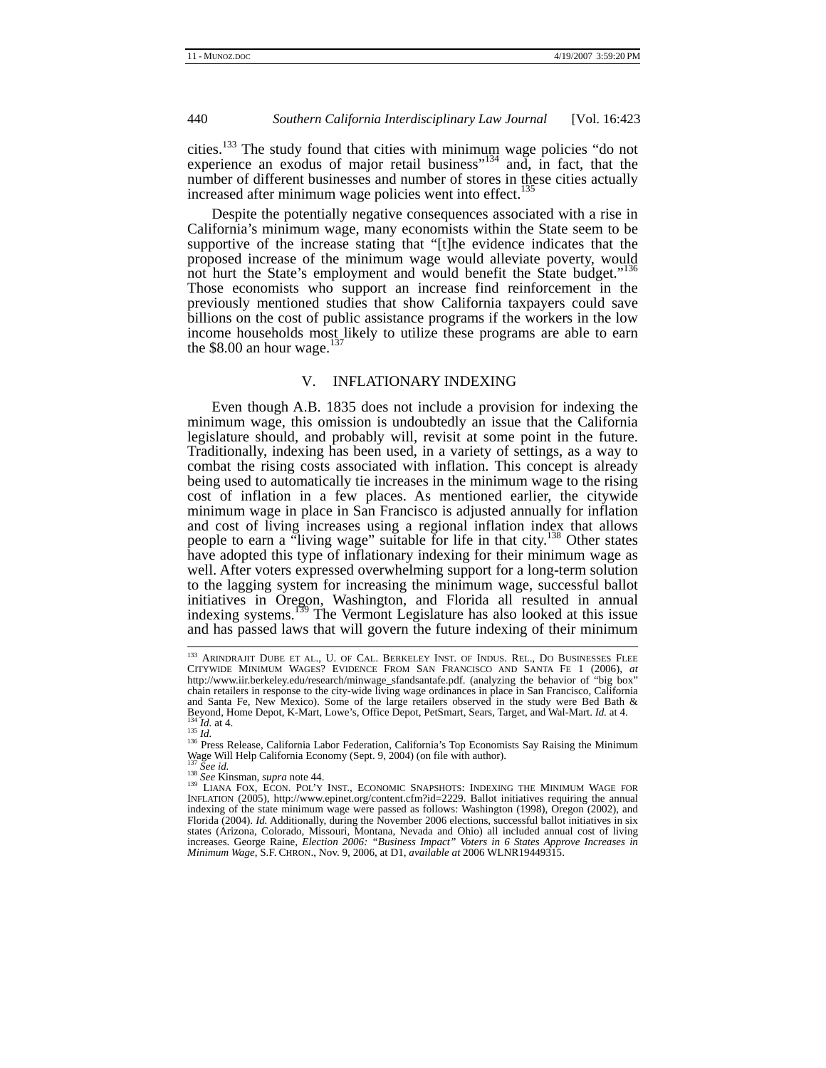cities.[133] The study found that cities with minimum wage policies "do not experience an exodus of major retail business"[134] and, in fact, that the number of different businesses and number of stores in these cities actually increased after minimum wage policies went into effect.[135]

Despite the potentially negative consequences associated with a rise in California's minimum wage, many economists within the State seem to be supportive of the increase stating that "[t]he evidence indicates that the proposed increase of the minimum wage would alleviate poverty, would not hurt the State's employment and would benefit the State budget."[136] Those economists who support an increase find reinforcement in the previously mentioned studies that show California taxpayers could save billions on the cost of public assistance programs if the workers in the low income households most likely to utilize these programs are able to earn the $8.00 an hour wage.[137]

## V. INFLATIONARY INDEXING

Even though A.B. 1835 does not include a provision for indexing the minimum wage, this omission is undoubtedly an issue that the California legislature should, and probably will, revisit at some point in the future. Traditionally, indexing has been used, in a variety of settings, as a way to combat the rising costs associated with inflation. This concept is already being used to automatically tie increases in the minimum wage to the rising cost of inflation in a few places. As mentioned earlier, the citywide minimum wage in place in San Francisco is adjusted annually for inflation and cost of living increases using a regional inflation index that allows people to earn a "living wage" suitable for life in that city.[138] Other states have adopted this type of inflationary indexing for their minimum wage as well. After voters expressed overwhelming support for a long-term solution to the lagging system for increasing the minimum wage, successful ballot initiatives in Oregon, Washington, and Florida all resulted in annual indexing systems.[139] The Vermont Legislature has also looked at this issue and has passed laws that will govern the future indexing of their minimum

---

[133] ARINDRAJIT DUBE ET AL., U. OF CAL. BERKELEY INST. OF INDUS. REL., DO BUSINESSES FLEE CITYWIDE MINIMUM WAGES? EVIDENCE FROM SAN FRANCISCO AND SANTA FE 1 (2006), *at* http://www.iir.berkeley.edu/research/minwage_sfandsantafe.pdf. (analyzing the behavior of "big box" chain retailers in response to the city-wide living wage ordinances in place in San Francisco, California and Santa Fe, New Mexico). Some of the large retailers observed in the study were Bed Bath & Beyond, Home Depot, K-Mart, Lowe's, Office Depot, PetSmart, Sears, Target, and Wal-Mart. *Id.* at 4.

[134] *Id.* at 4.

[135] *Id.*

[136] Press Release, California Labor Federation, California's Top Economists Say Raising the Minimum Wage Will Help California Economy (Sept. 9, 2004) (on file with author).

[137] *See id.*

[138] *See* Kinsman, *supra* note 44.

[139] LIANA FOX, ECON. POL'Y INST., ECONOMIC SNAPSHOTS: INDEXING THE MINIMUM WAGE FOR INFLATION (2005), http://www.epinet.org/content.cfm?id=2229. Ballot initiatives requiring the annual indexing of the state minimum wage were passed as follows: Washington (1998), Oregon (2002), and Florida (2004). *Id.* Additionally, during the November 2006 elections, successful ballot initiatives in six states (Arizona, Colorado, Missouri, Montana, Nevada and Ohio) all included annual cost of living increases. George Raine, *Election 2006: "Business Impact" Voters in 6 States Approve Increases in Minimum Wage*, S.F. CHRON., Nov. 9, 2006, at D1, *available at* 2006 WLNR19449315.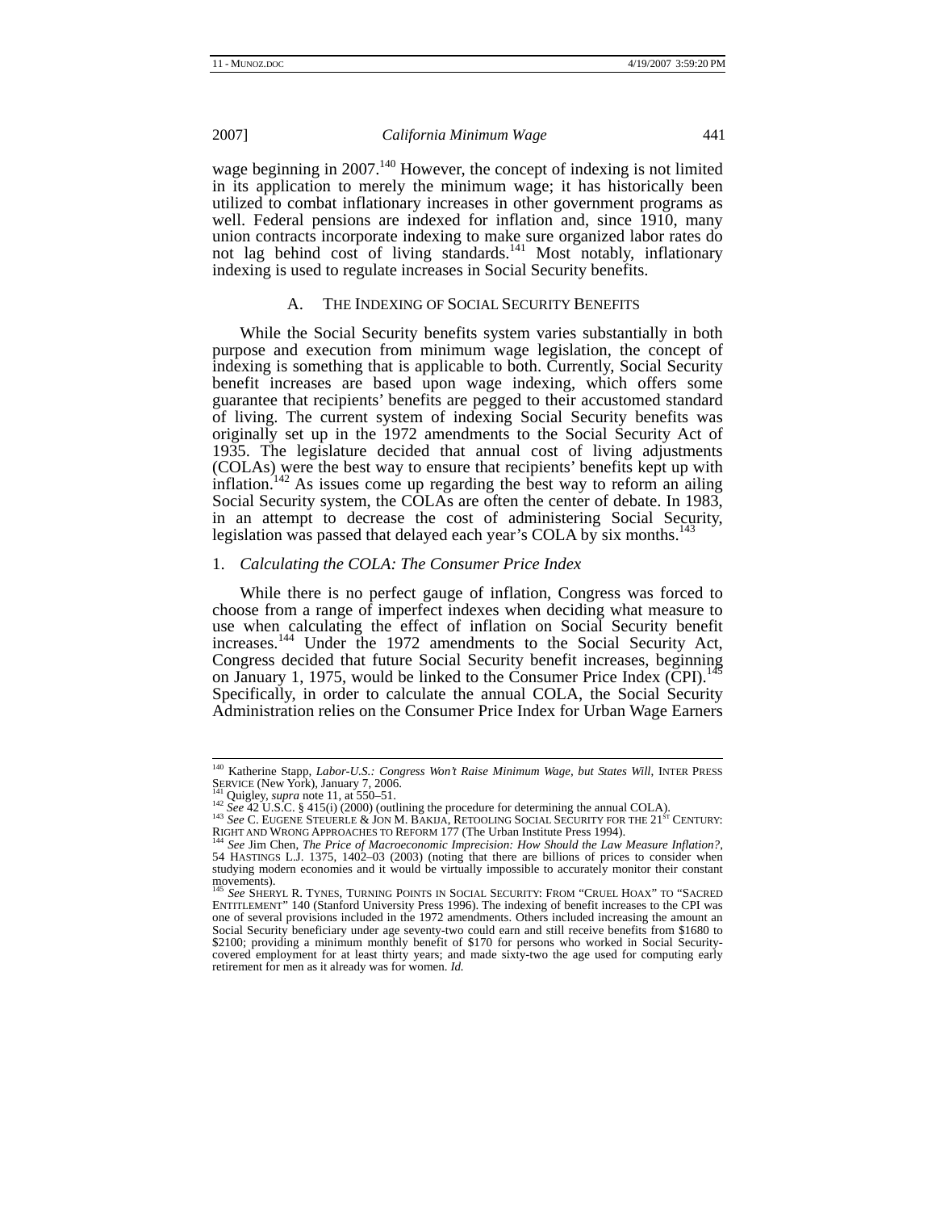wage beginning in 2007.[140] However, the concept of indexing is not limited in its application to merely the minimum wage; it has historically been utilized to combat inflationary increases in other government programs as well. Federal pensions are indexed for inflation and, since 1910, many union contracts incorporate indexing to make sure organized labor rates do not lag behind cost of living standards.[141] Most notably, inflationary indexing is used to regulate increases in Social Security benefits.

### A. The Indexing of Social Security Benefits

While the Social Security benefits system varies substantially in both purpose and execution from minimum wage legislation, the concept of indexing is something that is applicable to both. Currently, Social Security benefit increases are based upon wage indexing, which offers some guarantee that recipients' benefits are pegged to their accustomed standard of living. The current system of indexing Social Security benefits was originally set up in the 1972 amendments to the Social Security Act of 1935. The legislature decided that annual cost of living adjustments (COLAs) were the best way to ensure that recipients' benefits kept up with inflation.[142] As issues come up regarding the best way to reform an ailing Social Security system, the COLAs are often the center of debate. In 1983, in an attempt to decrease the cost of administering Social Security, legislation was passed that delayed each year's COLA by six months.[143]

#### 1. *Calculating the COLA: The Consumer Price Index*

While there is no perfect gauge of inflation, Congress was forced to choose from a range of imperfect indexes when deciding what measure to use when calculating the effect of inflation on Social Security benefit increases.[144] Under the 1972 amendments to the Social Security Act, Congress decided that future Social Security benefit increases, beginning on January 1, 1975, would be linked to the Consumer Price Index (CPI).[145] Specifically, in order to calculate the annual COLA, the Social Security Administration relies on the Consumer Price Index for Urban Wage Earners

---

[140] Katherine Stapp, *Labor-U.S.: Congress Won't Raise Minimum Wage, but States Will*, INTER PRESS SERVICE (New York), January 7, 2006.

[141] Quigley, *supra* note 11, at 550–51.

[142] *See* 42 U.S.C. § 415(i) (2000) (outlining the procedure for determining the annual COLA).

[143] *See* C. EUGENE STEUERLE & JON M. BAKIJA, RETOOLING SOCIAL SECURITY FOR THE 21ST CENTURY: RIGHT AND WRONG APPROACHES TO REFORM 177 (The Urban Institute Press 1994).

[144] *See* Jim Chen, *The Price of Macroeconomic Imprecision: How Should the Law Measure Inflation?*, 54 HASTINGS L.J. 1375, 1402–03 (2003) (noting that there are billions of prices to consider when studying modern economies and it would be virtually impossible to accurately monitor their constant movements).

[145] *See* SHERYL R. TYNES, TURNING POINTS IN SOCIAL SECURITY: FROM "CRUEL HOAX" TO "SACRED ENTITLEMENT" 140 (Stanford University Press 1996). The indexing of benefit increases to the CPI was one of several provisions included in the 1972 amendments. Others included increasing the amount an Social Security beneficiary under age seventy-two could earn and still receive benefits from $1680 to $2100; providing a minimum monthly benefit of $170 for persons who worked in Social Security-covered employment for at least thirty years; and made sixty-two the age used for computing early retirement for men as it already was for women. *Id.*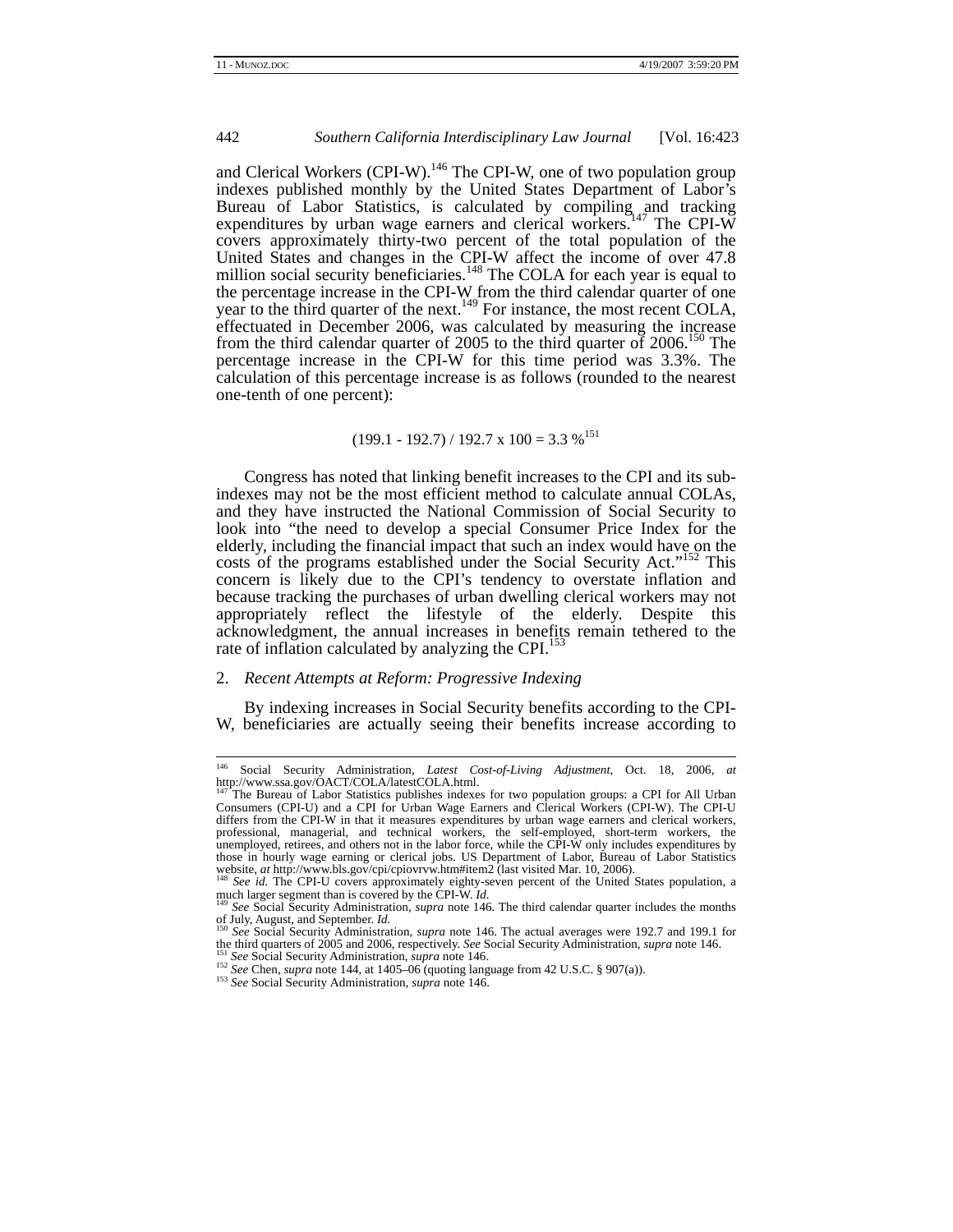and Clerical Workers (CPI-W).[146] The CPI-W, one of two population group indexes published monthly by the United States Department of Labor's Bureau of Labor Statistics, is calculated by compiling and tracking expenditures by urban wage earners and clerical workers.[147] The CPI-W covers approximately thirty-two percent of the total population of the United States and changes in the CPI-W affect the income of over 47.8 million social security beneficiaries.[148] The COLA for each year is equal to the percentage increase in the CPI-W from the third calendar quarter of one year to the third quarter of the next.[149] For instance, the most recent COLA, effectuated in December 2006, was calculated by measuring the increase from the third calendar quarter of 2005 to the third quarter of 2006.[150] The percentage increase in the CPI-W for this time period was 3.3%. The calculation of this percentage increase is as follows (rounded to the nearest one-tenth of one percent):

$$(199.1 - 192.7) / 192.7 \times 100 = 3.3\,\%$$ [151]

Congress has noted that linking benefit increases to the CPI and its sub-indexes may not be the most efficient method to calculate annual COLAs, and they have instructed the National Commission of Social Security to look into "the need to develop a special Consumer Price Index for the elderly, including the financial impact that such an index would have on the costs of the programs established under the Social Security Act."[152] This concern is likely due to the CPI's tendency to overstate inflation and because tracking the purchases of urban dwelling clerical workers may not appropriately reflect the lifestyle of the elderly. Despite this acknowledgment, the annual increases in benefits remain tethered to the rate of inflation calculated by analyzing the CPI.[153]

2. *Recent Attempts at Reform: Progressive Indexing*

By indexing increases in Social Security benefits according to the CPI-W, beneficiaries are actually seeing their benefits increase according to

---

[146] Social Security Administration, *Latest Cost-of-Living Adjustment*, Oct. 18, 2006, *at* http://www.ssa.gov/OACT/COLA/latestCOLA.html.

[147] The Bureau of Labor Statistics publishes indexes for two population groups: a CPI for All Urban Consumers (CPI-U) and a CPI for Urban Wage Earners and Clerical Workers (CPI-W). The CPI-U differs from the CPI-W in that it measures expenditures by urban wage earners and clerical workers, professional, managerial, and technical workers, the self-employed, short-term workers, the unemployed, retirees, and others not in the labor force, while the CPI-W only includes expenditures by those in hourly wage earning or clerical jobs. US Department of Labor, Bureau of Labor Statistics website, *at* http://www.bls.gov/cpi/cpiovrvw.htm#item2 (last visited Mar. 10, 2006).

[148] *See id.* The CPI-U covers approximately eighty-seven percent of the United States population, a much larger segment than is covered by the CPI-W. *Id.*

[149] *See* Social Security Administration, *supra* note 146. The third calendar quarter includes the months of July, August, and September. *Id.*

[150] *See* Social Security Administration, *supra* note 146. The actual averages were 192.7 and 199.1 for the third quarters of 2005 and 2006, respectively. *See* Social Security Administration, *supra* note 146.

[151] *See* Social Security Administration, *supra* note 146.

[152] *See* Chen, *supra* note 144, at 1405–06 (quoting language from 42 U.S.C. § 907(a)).

[153] *See* Social Security Administration, *supra* note 146.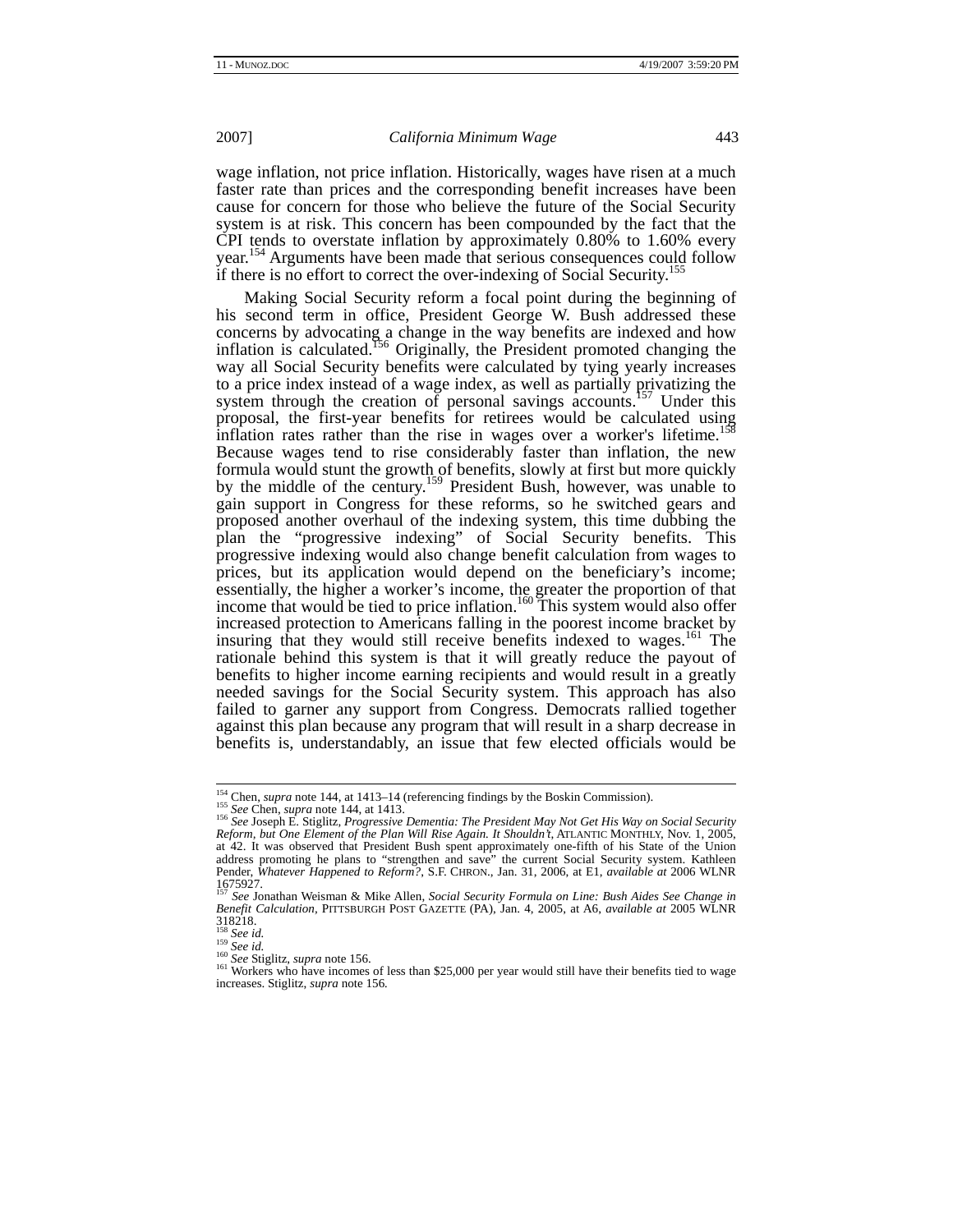wage inflation, not price inflation. Historically, wages have risen at a much faster rate than prices and the corresponding benefit increases have been cause for concern for those who believe the future of the Social Security system is at risk. This concern has been compounded by the fact that the CPI tends to overstate inflation by approximately 0.80% to 1.60% every year.[154] Arguments have been made that serious consequences could follow if there is no effort to correct the over-indexing of Social Security.[155]

Making Social Security reform a focal point during the beginning of his second term in office, President George W. Bush addressed these concerns by advocating a change in the way benefits are indexed and how inflation is calculated.[156] Originally, the President promoted changing the way all Social Security benefits were calculated by tying yearly increases to a price index instead of a wage index, as well as partially privatizing the system through the creation of personal savings accounts.[157] Under this proposal, the first-year benefits for retirees would be calculated using inflation rates rather than the rise in wages over a worker's lifetime.[158] Because wages tend to rise considerably faster than inflation, the new formula would stunt the growth of benefits, slowly at first but more quickly by the middle of the century.[159] President Bush, however, was unable to gain support in Congress for these reforms, so he switched gears and proposed another overhaul of the indexing system, this time dubbing the plan the "progressive indexing" of Social Security benefits. This progressive indexing would also change benefit calculation from wages to prices, but its application would depend on the beneficiary's income; essentially, the higher a worker's income, the greater the proportion of that income that would be tied to price inflation.[160] This system would also offer increased protection to Americans falling in the poorest income bracket by insuring that they would still receive benefits indexed to wages.[161] The rationale behind this system is that it will greatly reduce the payout of benefits to higher income earning recipients and would result in a greatly needed savings for the Social Security system. This approach has also failed to garner any support from Congress. Democrats rallied together against this plan because any program that will result in a sharp decrease in benefits is, understandably, an issue that few elected officials would be

---

[154] Chen, *supra* note 144, at 1413–14 (referencing findings by the Boskin Commission).

[155] *See* Chen, *supra* note 144, at 1413.

[156] *See* Joseph E. Stiglitz, *Progressive Dementia: The President May Not Get His Way on Social Security Reform, but One Element of the Plan Will Rise Again. It Shouldn't*, ATLANTIC MONTHLY, Nov. 1, 2005, at 42. It was observed that President Bush spent approximately one-fifth of his State of the Union address promoting he plans to "strengthen and save" the current Social Security system. Kathleen Pender, *Whatever Happened to Reform?*, S.F. CHRON., Jan. 31, 2006, at E1, *available at* 2006 WLNR 1675927.

[157] *See* Jonathan Weisman & Mike Allen, *Social Security Formula on Line: Bush Aides See Change in Benefit Calculation*, PITTSBURGH POST GAZETTE (PA), Jan. 4, 2005, at A6, *available at* 2005 WLNR 318218.

[158] *See id.*

[159] *See id.*

[160] *See* Stiglitz, *supra* note 156.

[161] Workers who have incomes of less than $25,000 per year would still have their benefits tied to wage increases. Stiglitz, *supra* note 156.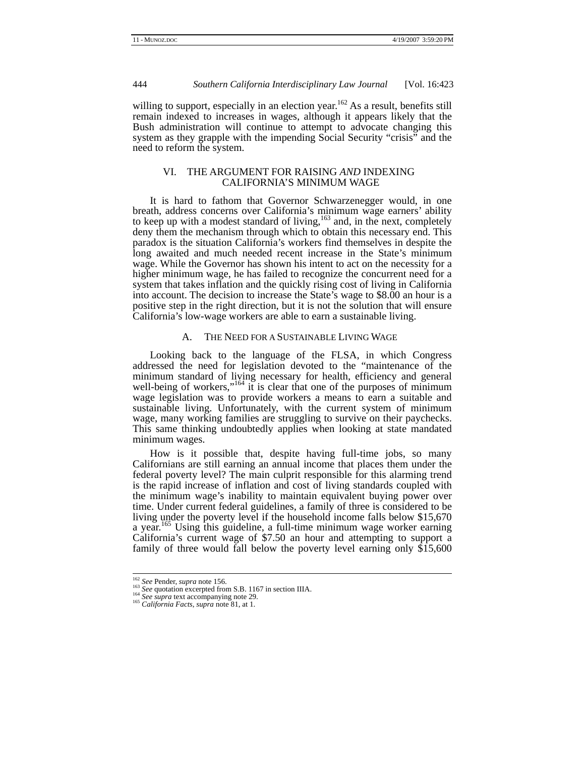willing to support, especially in an election year.[162] As a result, benefits still remain indexed to increases in wages, although it appears likely that the Bush administration will continue to attempt to advocate changing this system as they grapple with the impending Social Security "crisis" and the need to reform the system.

## VI. THE ARGUMENT FOR RAISING *AND* INDEXING CALIFORNIA'S MINIMUM WAGE

It is hard to fathom that Governor Schwarzenegger would, in one breath, address concerns over California's minimum wage earners' ability to keep up with a modest standard of living,[163] and, in the next, completely deny them the mechanism through which to obtain this necessary end. This paradox is the situation California's workers find themselves in despite the long awaited and much needed recent increase in the State's minimum wage. While the Governor has shown his intent to act on the necessity for a higher minimum wage, he has failed to recognize the concurrent need for a system that takes inflation and the quickly rising cost of living in California into account. The decision to increase the State's wage to $8.00 an hour is a positive step in the right direction, but it is not the solution that will ensure California's low-wage workers are able to earn a sustainable living.

### A. THE NEED FOR A SUSTAINABLE LIVING WAGE

Looking back to the language of the FLSA, in which Congress addressed the need for legislation devoted to the "maintenance of the minimum standard of living necessary for health, efficiency and general well-being of workers,"[164] it is clear that one of the purposes of minimum wage legislation was to provide workers a means to earn a suitable and sustainable living. Unfortunately, with the current system of minimum wage, many working families are struggling to survive on their paychecks. This same thinking undoubtedly applies when looking at state mandated minimum wages.

How is it possible that, despite having full-time jobs, so many Californians are still earning an annual income that places them under the federal poverty level? The main culprit responsible for this alarming trend is the rapid increase of inflation and cost of living standards coupled with the minimum wage's inability to maintain equivalent buying power over time. Under current federal guidelines, a family of three is considered to be living under the poverty level if the household income falls below $15,670 a year.[165] Using this guideline, a full-time minimum wage worker earning California's current wage of $7.50 an hour and attempting to support a family of three would fall below the poverty level earning only $15,600

---

[162] *See* Pender, *supra* note 156.
[163] *See* quotation excerpted from S.B. 1167 in section IIIA.
[164] *See supra* text accompanying note 29.
[165] *California Facts*, *supra* note 81, at 1.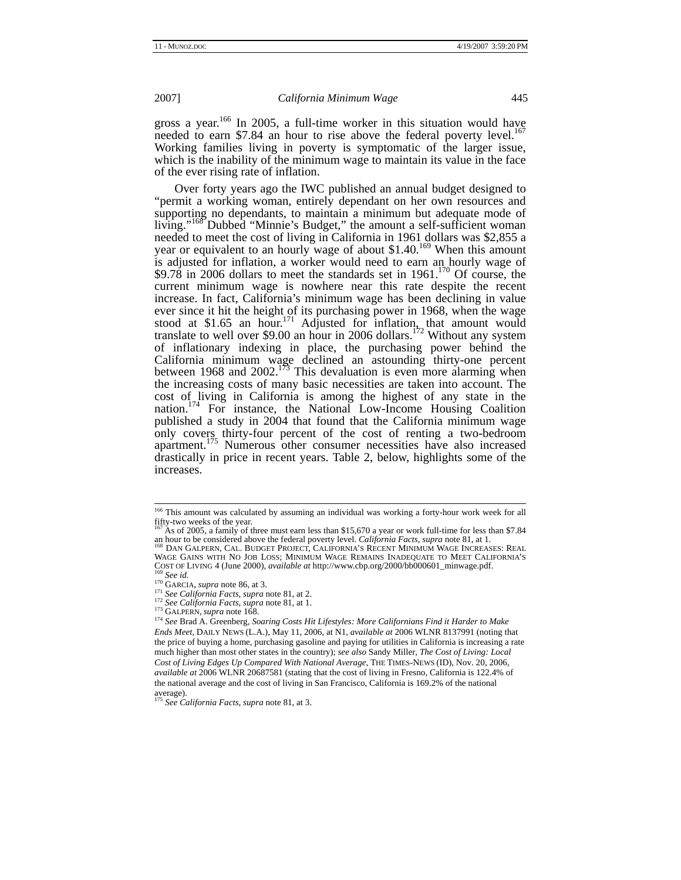gross a year.[166] In 2005, a full-time worker in this situation would have needed to earn $7.84 an hour to rise above the federal poverty level.[167] Working families living in poverty is symptomatic of the larger issue, which is the inability of the minimum wage to maintain its value in the face of the ever rising rate of inflation.

Over forty years ago the IWC published an annual budget designed to "permit a working woman, entirely dependant on her own resources and supporting no dependants, to maintain a minimum but adequate mode of living."[168] Dubbed "Minnie's Budget," the amount a self-sufficient woman needed to meet the cost of living in California in 1961 dollars was $2,855 a year or equivalent to an hourly wage of about $1.40.[169] When this amount is adjusted for inflation, a worker would need to earn an hourly wage of $9.78 in 2006 dollars to meet the standards set in 1961.[170] Of course, the current minimum wage is nowhere near this rate despite the recent increase. In fact, California's minimum wage has been declining in value ever since it hit the height of its purchasing power in 1968, when the wage stood at $1.65 an hour.[171] Adjusted for inflation, that amount would translate to well over $9.00 an hour in 2006 dollars.[172] Without any system of inflationary indexing in place, the purchasing power behind the California minimum wage declined an astounding thirty-one percent between 1968 and 2002.[173] This devaluation is even more alarming when the increasing costs of many basic necessities are taken into account. The cost of living in California is among the highest of any state in the nation.[174] For instance, the National Low-Income Housing Coalition published a study in 2004 that found that the California minimum wage only covers thirty-four percent of the cost of renting a two-bedroom apartment.[175] Numerous other consumer necessities have also increased drastically in price in recent years. Table 2, below, highlights some of the increases.

---

[166] This amount was calculated by assuming an individual was working a forty-hour work week for all fifty-two weeks of the year.

[167] As of 2005, a family of three must earn less than $15,670 a year or work full-time for less than $7.84 an hour to be considered above the federal poverty level. *California Facts*, *supra* note 81, at 1.

[168] DAN GALPERN, CAL. BUDGET PROJECT, CALIFORNIA'S RECENT MINIMUM WAGE INCREASES: REAL WAGE GAINS WITH NO JOB LOSS; MINIMUM WAGE REMAINS INADEQUATE TO MEET CALIFORNIA'S COST OF LIVING 4 (June 2000), *available at* http://www.cbp.org/2000/bb000601_minwage.pdf.

[169] *See id.*

[170] GARCIA, *supra* note 86, at 3.

[171] *See California Facts*, *supra* note 81, at 2.

[172] *See California Facts*, *supra* note 81, at 1.

[173] GALPERN, *supra* note 168.

[174] *See* Brad A. Greenberg, *Soaring Costs Hit Lifestyles: More Californians Find it Harder to Make Ends Meet*, DAILY NEWS (L.A.), May 11, 2006, at N1, *available at* 2006 WLNR 8137991 (noting that the price of buying a home, purchasing gasoline and paying for utilities in California is increasing a rate much higher than most other states in the country); *see also* Sandy Miller, *The Cost of Living: Local Cost of Living Edges Up Compared With National Average*, THE TIMES-NEWS (ID), Nov. 20, 2006, *available at* 2006 WLNR 20687581 (stating that the cost of living in Fresno, California is 122.4% of the national average and the cost of living in San Francisco, California is 169.2% of the national average).

[175] *See California Facts*, *supra* note 81, at 3.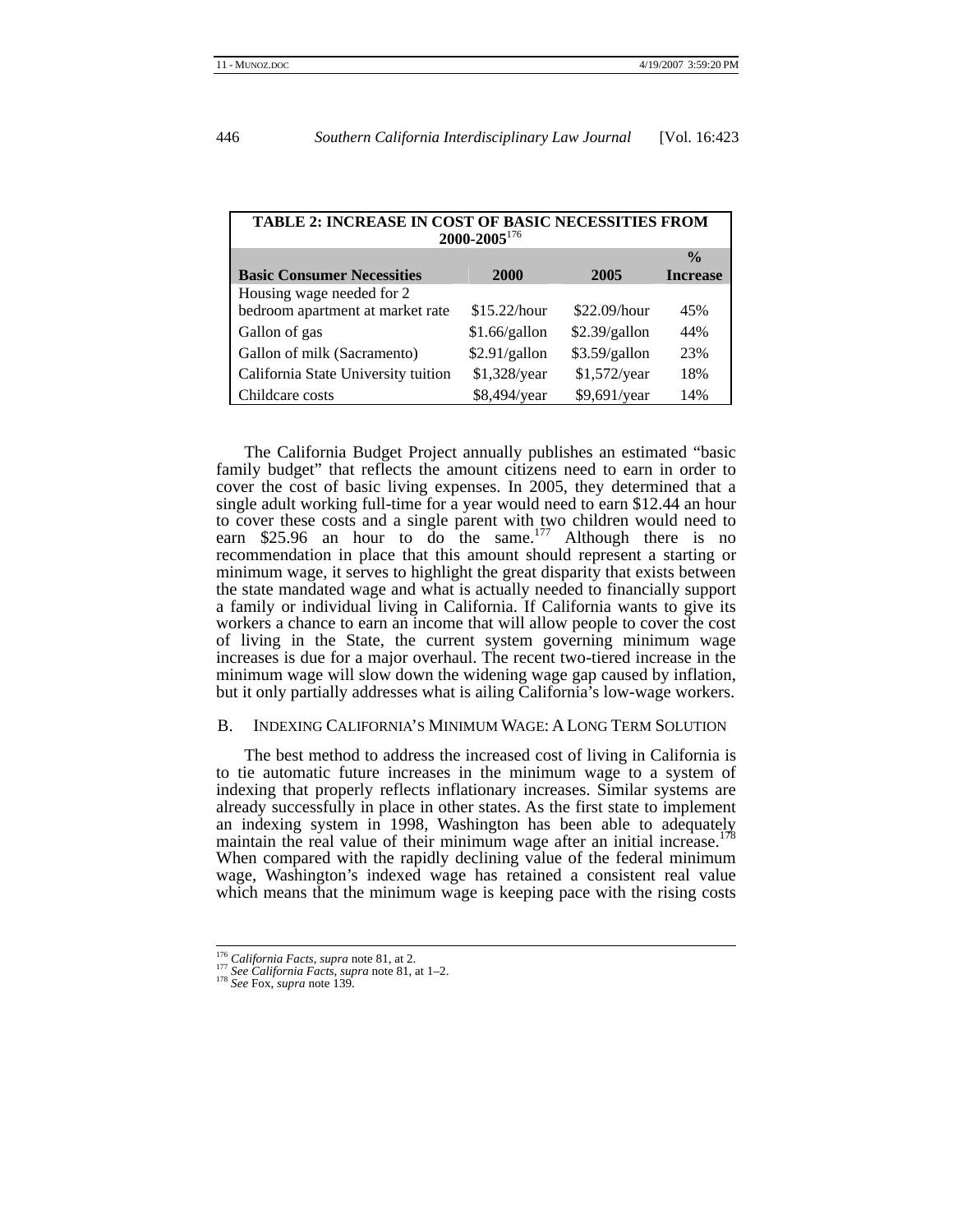| TABLE 2: INCREASE IN COST OF BASIC NECESSITIES FROM 2000-2005[176] | | | |
|---|---|---|---|
| **Basic Consumer Necessities** | **2000** | **2005** | **% Increase** |
| Housing wage needed for 2 bedroom apartment at market rate | $15.22/hour | $22.09/hour | 45% |
| Gallon of gas | $1.66/gallon | $2.39/gallon | 44% |
| Gallon of milk (Sacramento) | $2.91/gallon | $3.59/gallon | 23% |
| California State University tuition | $1,328/year | $1,572/year | 18% |
| Childcare costs | $8,494/year | $9,691/year | 14% |

The California Budget Project annually publishes an estimated "basic family budget" that reflects the amount citizens need to earn in order to cover the cost of basic living expenses. In 2005, they determined that a single adult working full-time for a year would need to earn $12.44 an hour to cover these costs and a single parent with two children would need to earn $25.96 an hour to do the same.[177] Although there is no recommendation in place that this amount should represent a starting or minimum wage, it serves to highlight the great disparity that exists between the state mandated wage and what is actually needed to financially support a family or individual living in California. If California wants to give its workers a chance to earn an income that will allow people to cover the cost of living in the State, the current system governing minimum wage increases is due for a major overhaul. The recent two-tiered increase in the minimum wage will slow down the widening wage gap caused by inflation, but it only partially addresses what is ailing California's low-wage workers.

### B. Indexing California's Minimum Wage: A Long Term Solution

The best method to address the increased cost of living in California is to tie automatic future increases in the minimum wage to a system of indexing that properly reflects inflationary increases. Similar systems are already successfully in place in other states. As the first state to implement an indexing system in 1998, Washington has been able to adequately maintain the real value of their minimum wage after an initial increase.[178] When compared with the rapidly declining value of the federal minimum wage, Washington's indexed wage has retained a consistent real value which means that the minimum wage is keeping pace with the rising costs

---

[176] *California Facts*, *supra* note 81, at 2.

[177] *See California Facts*, *supra* note 81, at 1–2.

[178] *See* Fox, *supra* note 139.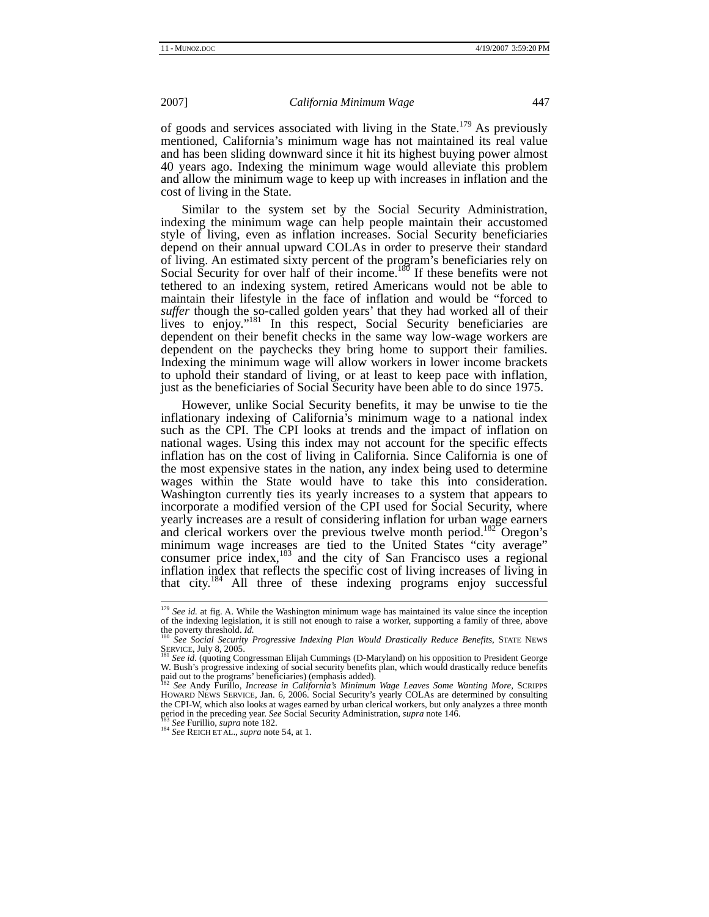of goods and services associated with living in the State.[179] As previously mentioned, California's minimum wage has not maintained its real value and has been sliding downward since it hit its highest buying power almost 40 years ago. Indexing the minimum wage would alleviate this problem and allow the minimum wage to keep up with increases in inflation and the cost of living in the State.

Similar to the system set by the Social Security Administration, indexing the minimum wage can help people maintain their accustomed style of living, even as inflation increases. Social Security beneficiaries depend on their annual upward COLAs in order to preserve their standard of living. An estimated sixty percent of the program's beneficiaries rely on Social Security for over half of their income.[180] If these benefits were not tethered to an indexing system, retired Americans would not be able to maintain their lifestyle in the face of inflation and would be "forced to *suffer* though the so-called golden years' that they had worked all of their lives to enjoy."[181] In this respect, Social Security beneficiaries are dependent on their benefit checks in the same way low-wage workers are dependent on the paychecks they bring home to support their families. Indexing the minimum wage will allow workers in lower income brackets to uphold their standard of living, or at least to keep pace with inflation, just as the beneficiaries of Social Security have been able to do since 1975.

However, unlike Social Security benefits, it may be unwise to tie the inflationary indexing of California's minimum wage to a national index such as the CPI. The CPI looks at trends and the impact of inflation on national wages. Using this index may not account for the specific effects inflation has on the cost of living in California. Since California is one of the most expensive states in the nation, any index being used to determine wages within the State would have to take this into consideration. Washington currently ties its yearly increases to a system that appears to incorporate a modified version of the CPI used for Social Security, where yearly increases are a result of considering inflation for urban wage earners and clerical workers over the previous twelve month period.[182] Oregon's minimum wage increases are tied to the United States "city average" consumer price index,[183] and the city of San Francisco uses a regional inflation index that reflects the specific cost of living increases of living in that city.[184] All three of these indexing programs enjoy successful

---

[179] *See id.* at fig. A. While the Washington minimum wage has maintained its value since the inception of the indexing legislation, it is still not enough to raise a worker, supporting a family of three, above the poverty threshold. *Id.*

[180] *See Social Security Progressive Indexing Plan Would Drastically Reduce Benefits*, STATE NEWS SERVICE, July 8, 2005.

[181] *See id.* (quoting Congressman Elijah Cummings (D-Maryland) on his opposition to President George W. Bush's progressive indexing of social security benefits plan, which would drastically reduce benefits paid out to the programs' beneficiaries) (emphasis added).

[182] *See* Andy Furillo, *Increase in California's Minimum Wage Leaves Some Wanting More*, SCRIPPS HOWARD NEWS SERVICE, Jan. 6, 2006. Social Security's yearly COLAs are determined by consulting the CPI-W, which also looks at wages earned by urban clerical workers, but only analyzes a three month period in the preceding year. *See* Social Security Administration, *supra* note 146.

[183] *See* Furillio, *supra* note 182.

[184] *See* REICH ET AL., *supra* note 54, at 1.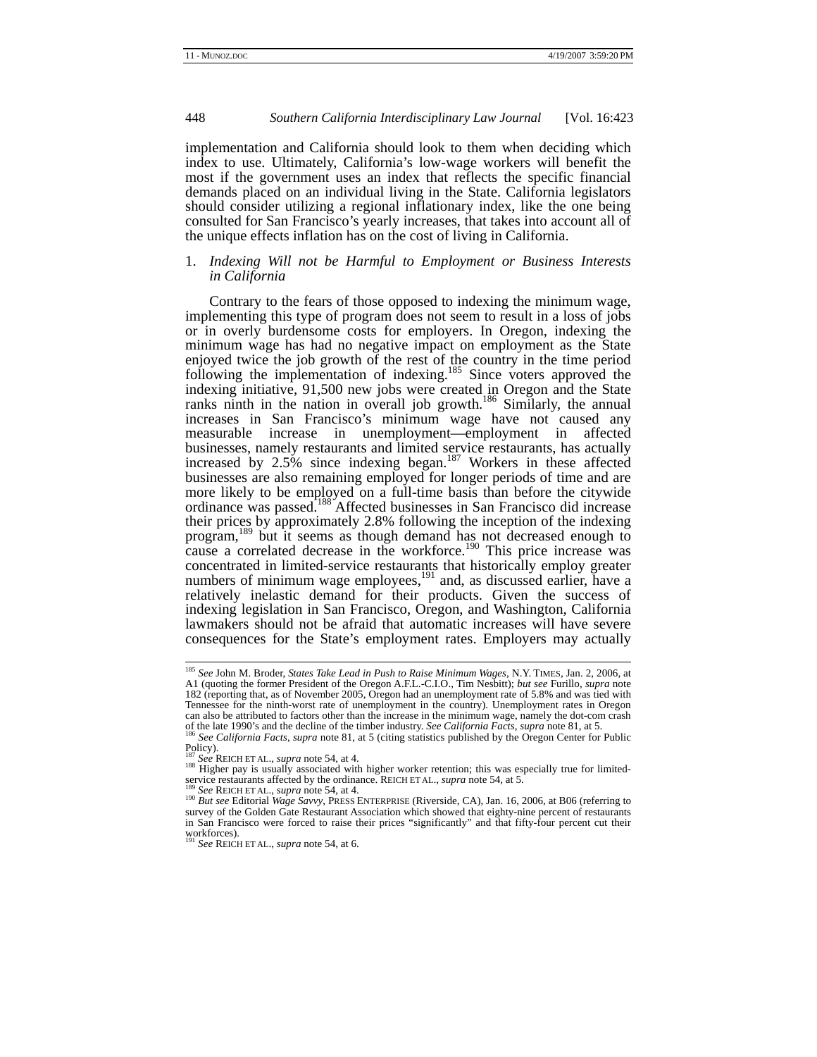implementation and California should look to them when deciding which index to use. Ultimately, California's low-wage workers will benefit the most if the government uses an index that reflects the specific financial demands placed on an individual living in the State. California legislators should consider utilizing a regional inflationary index, like the one being consulted for San Francisco's yearly increases, that takes into account all of the unique effects inflation has on the cost of living in California.

1. *Indexing Will not be Harmful to Employment or Business Interests in California*

Contrary to the fears of those opposed to indexing the minimum wage, implementing this type of program does not seem to result in a loss of jobs or in overly burdensome costs for employers. In Oregon, indexing the minimum wage has had no negative impact on employment as the State enjoyed twice the job growth of the rest of the country in the time period following the implementation of indexing.[185] Since voters approved the indexing initiative, 91,500 new jobs were created in Oregon and the State ranks ninth in the nation in overall job growth.[186] Similarly, the annual increases in San Francisco's minimum wage have not caused any measurable increase in unemployment—employment in affected businesses, namely restaurants and limited service restaurants, has actually increased by 2.5% since indexing began.[187] Workers in these affected businesses are also remaining employed for longer periods of time and are more likely to be employed on a full-time basis than before the citywide ordinance was passed.[188] Affected businesses in San Francisco did increase their prices by approximately 2.8% following the inception of the indexing program,[189] but it seems as though demand has not decreased enough to cause a correlated decrease in the workforce.[190] This price increase was concentrated in limited-service restaurants that historically employ greater numbers of minimum wage employees,[191] and, as discussed earlier, have a relatively inelastic demand for their products. Given the success of indexing legislation in San Francisco, Oregon, and Washington, California lawmakers should not be afraid that automatic increases will have severe consequences for the State's employment rates. Employers may actually

---

[185] *See* John M. Broder, *States Take Lead in Push to Raise Minimum Wages*, N.Y. TIMES, Jan. 2, 2006, at A1 (quoting the former President of the Oregon A.F.L.-C.I.O., Tim Nesbitt); *but see* Furillo, *supra* note 182 (reporting that, as of November 2005, Oregon had an unemployment rate of 5.8% and was tied with Tennessee for the ninth-worst rate of unemployment in the country). Unemployment rates in Oregon can also be attributed to factors other than the increase in the minimum wage, namely the dot-com crash of the late 1990's and the decline of the timber industry. *See California Facts*, *supra* note 81, at 5.

[186] *See California Facts*, *supra* note 81, at 5 (citing statistics published by the Oregon Center for Public Policy).

[187] *See* REICH ET AL., *supra* note 54, at 4.

[188] Higher pay is usually associated with higher worker retention; this was especially true for limited-service restaurants affected by the ordinance. REICH ET AL., *supra* note 54, at 5.

[189] *See* REICH ET AL., *supra* note 54, at 4.

[190] *But see* Editorial *Wage Savvy*, PRESS ENTERPRISE (Riverside, CA), Jan. 16, 2006, at B06 (referring to survey of the Golden Gate Restaurant Association which showed that eighty-nine percent of restaurants in San Francisco were forced to raise their prices "significantly" and that fifty-four percent cut their workforces).

[191] *See* REICH ET AL., *supra* note 54, at 6.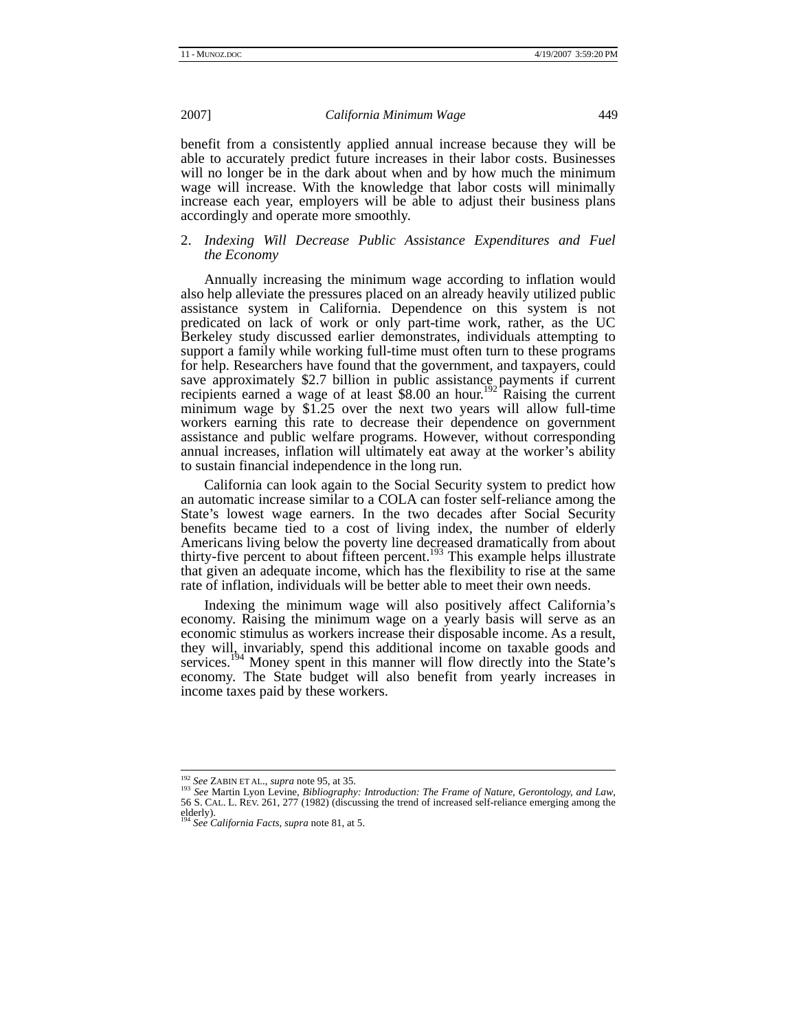benefit from a consistently applied annual increase because they will be able to accurately predict future increases in their labor costs. Businesses will no longer be in the dark about when and by how much the minimum wage will increase. With the knowledge that labor costs will minimally increase each year, employers will be able to adjust their business plans accordingly and operate more smoothly.

### 2. *Indexing Will Decrease Public Assistance Expenditures and Fuel the Economy*

Annually increasing the minimum wage according to inflation would also help alleviate the pressures placed on an already heavily utilized public assistance system in California. Dependence on this system is not predicated on lack of work or only part-time work, rather, as the UC Berkeley study discussed earlier demonstrates, individuals attempting to support a family while working full-time must often turn to these programs for help. Researchers have found that the government, and taxpayers, could save approximately $2.7 billion in public assistance payments if current recipients earned a wage of at least $8.00 an hour.[192] Raising the current minimum wage by $1.25 over the next two years will allow full-time workers earning this rate to decrease their dependence on government assistance and public welfare programs. However, without corresponding annual increases, inflation will ultimately eat away at the worker's ability to sustain financial independence in the long run.

California can look again to the Social Security system to predict how an automatic increase similar to a COLA can foster self-reliance among the State's lowest wage earners. In the two decades after Social Security benefits became tied to a cost of living index, the number of elderly Americans living below the poverty line decreased dramatically from about thirty-five percent to about fifteen percent.[193] This example helps illustrate that given an adequate income, which has the flexibility to rise at the same rate of inflation, individuals will be better able to meet their own needs.

Indexing the minimum wage will also positively affect California's economy. Raising the minimum wage on a yearly basis will serve as an economic stimulus as workers increase their disposable income. As a result, they will, invariably, spend this additional income on taxable goods and services.[194] Money spent in this manner will flow directly into the State's economy. The State budget will also benefit from yearly increases in income taxes paid by these workers.

---

[192] *See* ZABIN ET AL., *supra* note 95, at 35.

[193] *See* Martin Lyon Levine, *Bibliography: Introduction: The Frame of Nature, Gerontology, and Law*, 56 S. CAL. L. REV. 261, 277 (1982) (discussing the trend of increased self-reliance emerging among the elderly).

[194] *See California Facts*, *supra* note 81, at 5.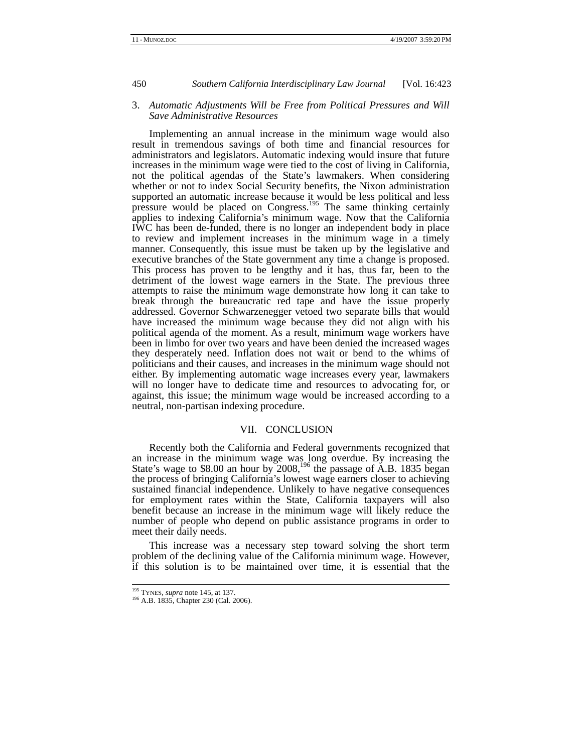### 3. *Automatic Adjustments Will be Free from Political Pressures and Will Save Administrative Resources*

Implementing an annual increase in the minimum wage would also result in tremendous savings of both time and financial resources for administrators and legislators. Automatic indexing would insure that future increases in the minimum wage were tied to the cost of living in California, not the political agendas of the State's lawmakers. When considering whether or not to index Social Security benefits, the Nixon administration supported an automatic increase because it would be less political and less pressure would be placed on Congress.[195] The same thinking certainly applies to indexing California's minimum wage. Now that the California IWC has been de-funded, there is no longer an independent body in place to review and implement increases in the minimum wage in a timely manner. Consequently, this issue must be taken up by the legislative and executive branches of the State government any time a change is proposed. This process has proven to be lengthy and it has, thus far, been to the detriment of the lowest wage earners in the State. The previous three attempts to raise the minimum wage demonstrate how long it can take to break through the bureaucratic red tape and have the issue properly addressed. Governor Schwarzenegger vetoed two separate bills that would have increased the minimum wage because they did not align with his political agenda of the moment. As a result, minimum wage workers have been in limbo for over two years and have been denied the increased wages they desperately need. Inflation does not wait or bend to the whims of politicians and their causes, and increases in the minimum wage should not either. By implementing automatic wage increases every year, lawmakers will no longer have to dedicate time and resources to advocating for, or against, this issue; the minimum wage would be increased according to a neutral, non-partisan indexing procedure.

## VII. CONCLUSION

Recently both the California and Federal governments recognized that an increase in the minimum wage was long overdue. By increasing the State's wage to $8.00 an hour by 2008,[196] the passage of A.B. 1835 began the process of bringing California's lowest wage earners closer to achieving sustained financial independence. Unlikely to have negative consequences for employment rates within the State, California taxpayers will also benefit because an increase in the minimum wage will likely reduce the number of people who depend on public assistance programs in order to meet their daily needs.

This increase was a necessary step toward solving the short term problem of the declining value of the California minimum wage. However, if this solution is to be maintained over time, it is essential that the

---

[195] TYNES, *supra* note 145, at 137.

[196] A.B. 1835, Chapter 230 (Cal. 2006).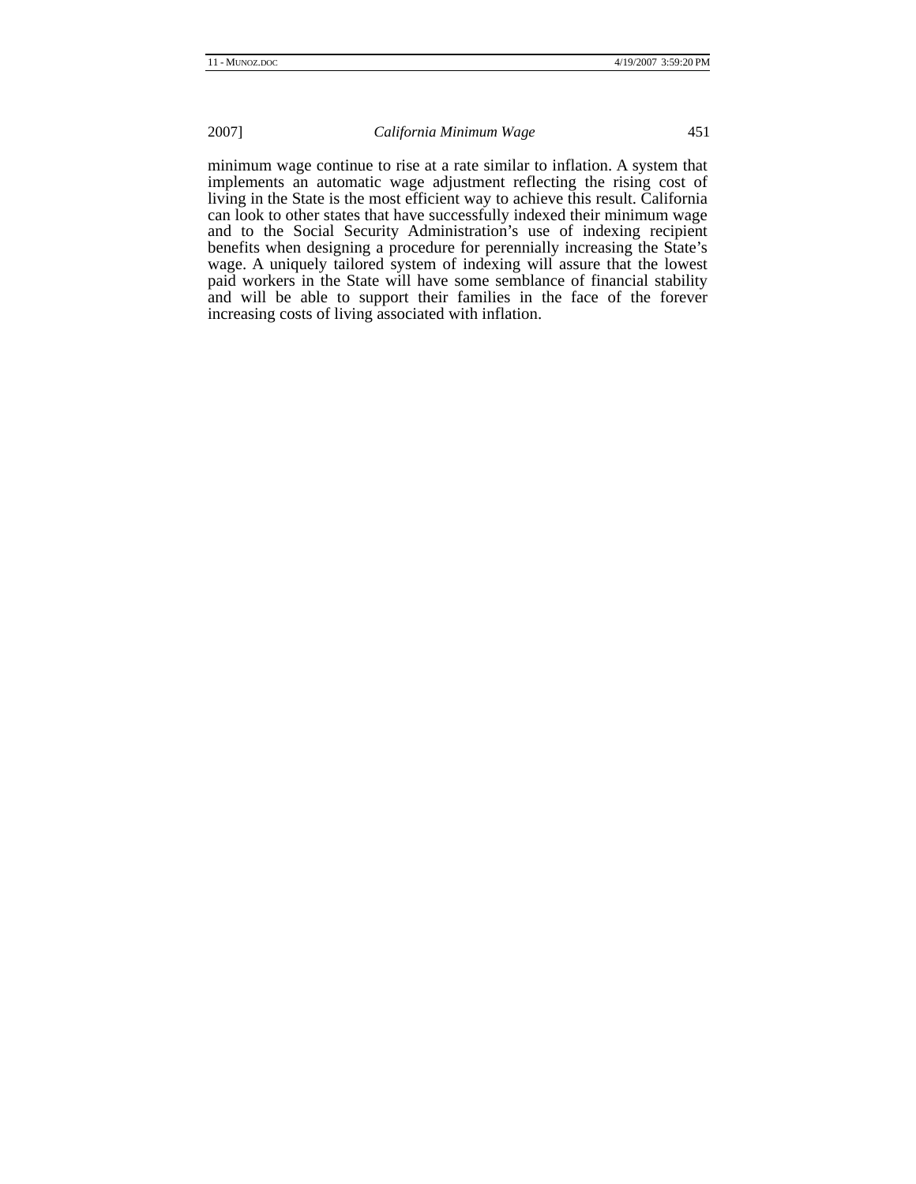minimum wage continue to rise at a rate similar to inflation. A system that implements an automatic wage adjustment reflecting the rising cost of living in the State is the most efficient way to achieve this result. California can look to other states that have successfully indexed their minimum wage and to the Social Security Administration's use of indexing recipient benefits when designing a procedure for perennially increasing the State's wage. A uniquely tailored system of indexing will assure that the lowest paid workers in the State will have some semblance of financial stability and will be able to support their families in the face of the forever increasing costs of living associated with inflation.